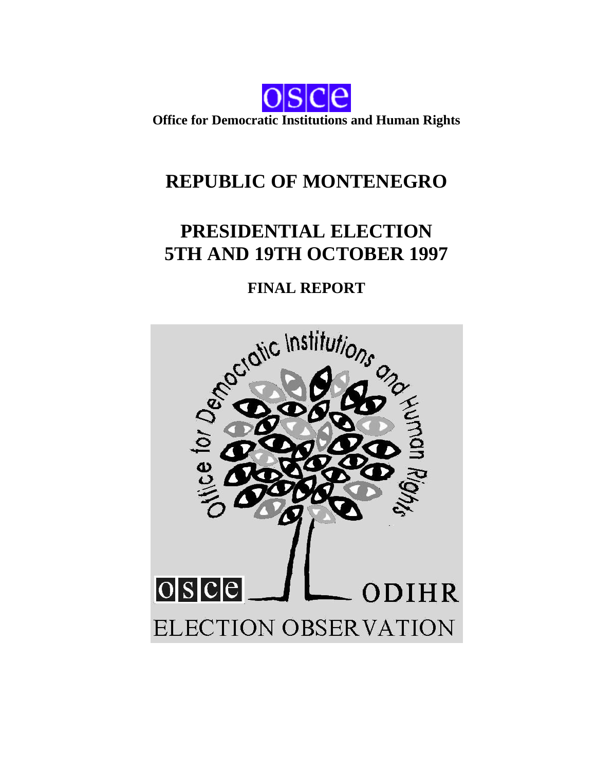osce

**Office for Democratic Institutions and Human Rights**

# REPUBLIC OF MONTENEGRO

# PRESIDENTIAL ELECTION
# 5TH AND 19TH OCTOBER 1997

## FINAL REPORT

Office for Democratic Institutions and Human Rights

osce ODIHR

ELECTION OBSERVATION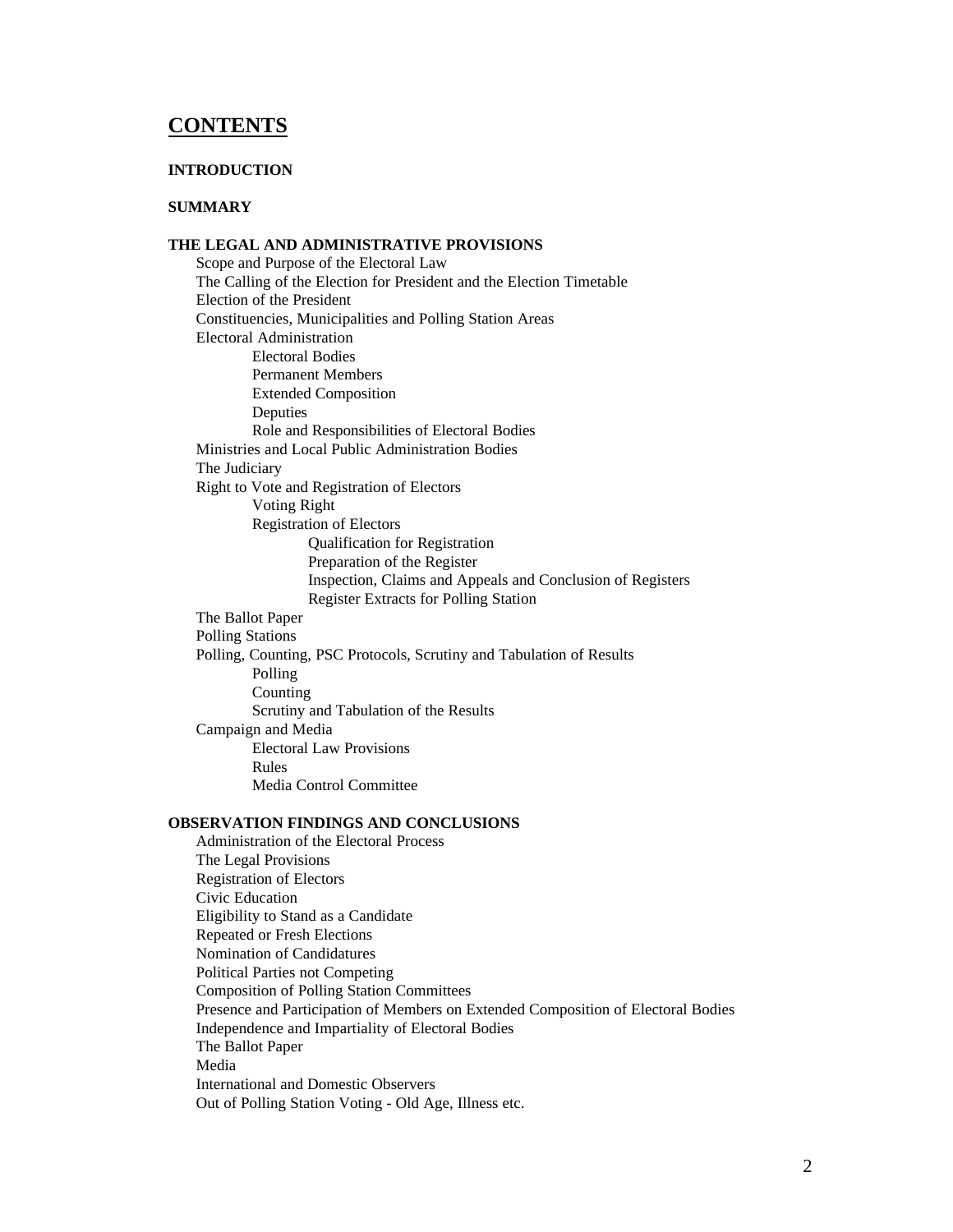# CONTENTS

**INTRODUCTION**

**SUMMARY**

**THE LEGAL AND ADMINISTRATIVE PROVISIONS**

- Scope and Purpose of the Electoral Law
- The Calling of the Election for President and the Election Timetable
- Election of the President
- Constituencies, Municipalities and Polling Station Areas
- Electoral Administration
  - Electoral Bodies
  - Permanent Members
  - Extended Composition
  - Deputies
  - Role and Responsibilities of Electoral Bodies
- Ministries and Local Public Administration Bodies
- The Judiciary
- Right to Vote and Registration of Electors
  - Voting Right
  - Registration of Electors
    - Qualification for Registration
    - Preparation of the Register
    - Inspection, Claims and Appeals and Conclusion of Registers
    - Register Extracts for Polling Station
- The Ballot Paper
- Polling Stations
- Polling, Counting, PSC Protocols, Scrutiny and Tabulation of Results
  - Polling
  - Counting
  - Scrutiny and Tabulation of the Results
- Campaign and Media
  - Electoral Law Provisions
  - Rules
  - Media Control Committee

**OBSERVATION FINDINGS AND CONCLUSIONS**

- Administration of the Electoral Process
- The Legal Provisions
- Registration of Electors
- Civic Education
- Eligibility to Stand as a Candidate
- Repeated or Fresh Elections
- Nomination of Candidatures
- Political Parties not Competing
- Composition of Polling Station Committees
- Presence and Participation of Members on Extended Composition of Electoral Bodies
- Independence and Impartiality of Electoral Bodies
- The Ballot Paper
- Media
- International and Domestic Observers
- Out of Polling Station Voting - Old Age, Illness etc.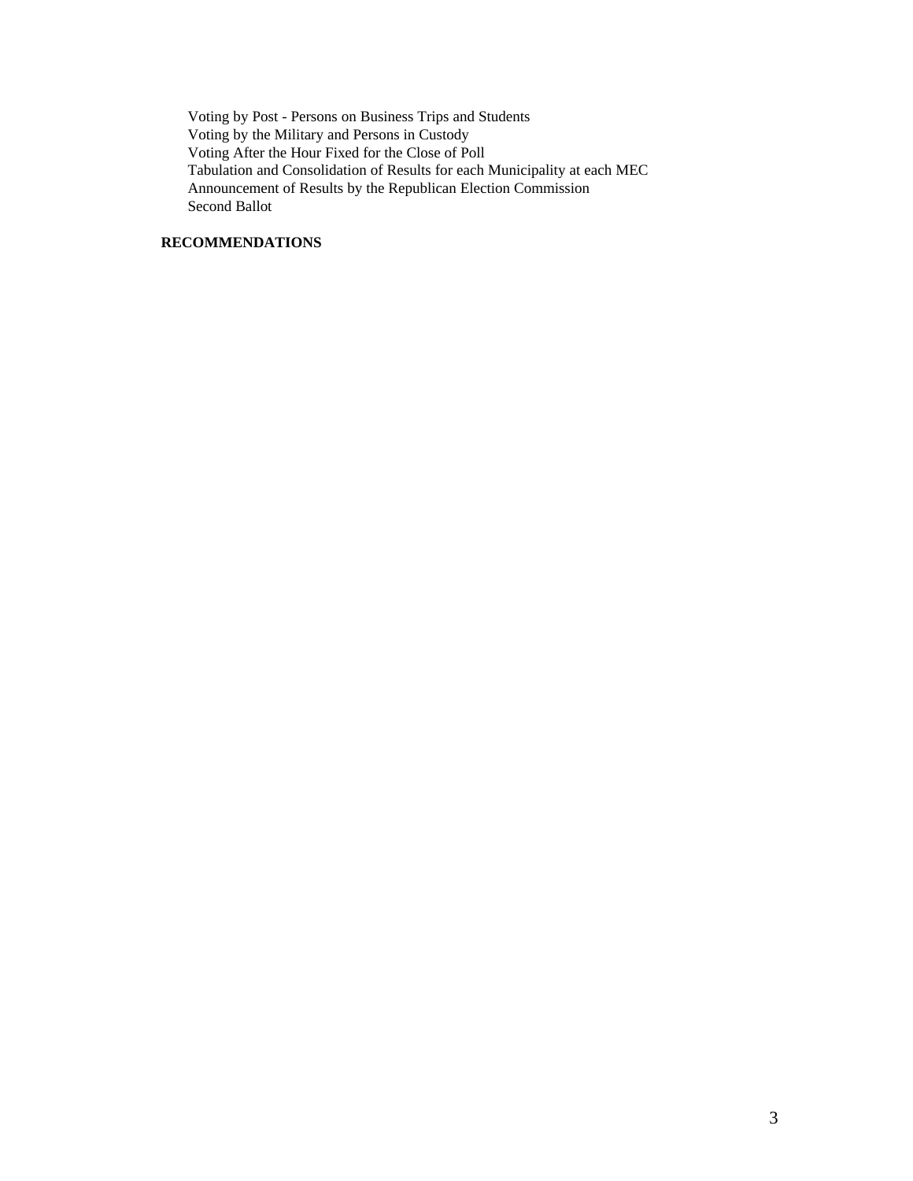Voting by Post - Persons on Business Trips and Students
Voting by the Military and Persons in Custody
Voting After the Hour Fixed for the Close of Poll
Tabulation and Consolidation of Results for each Municipality at each MEC
Announcement of Results by the Republican Election Commission
Second Ballot

**RECOMMENDATIONS**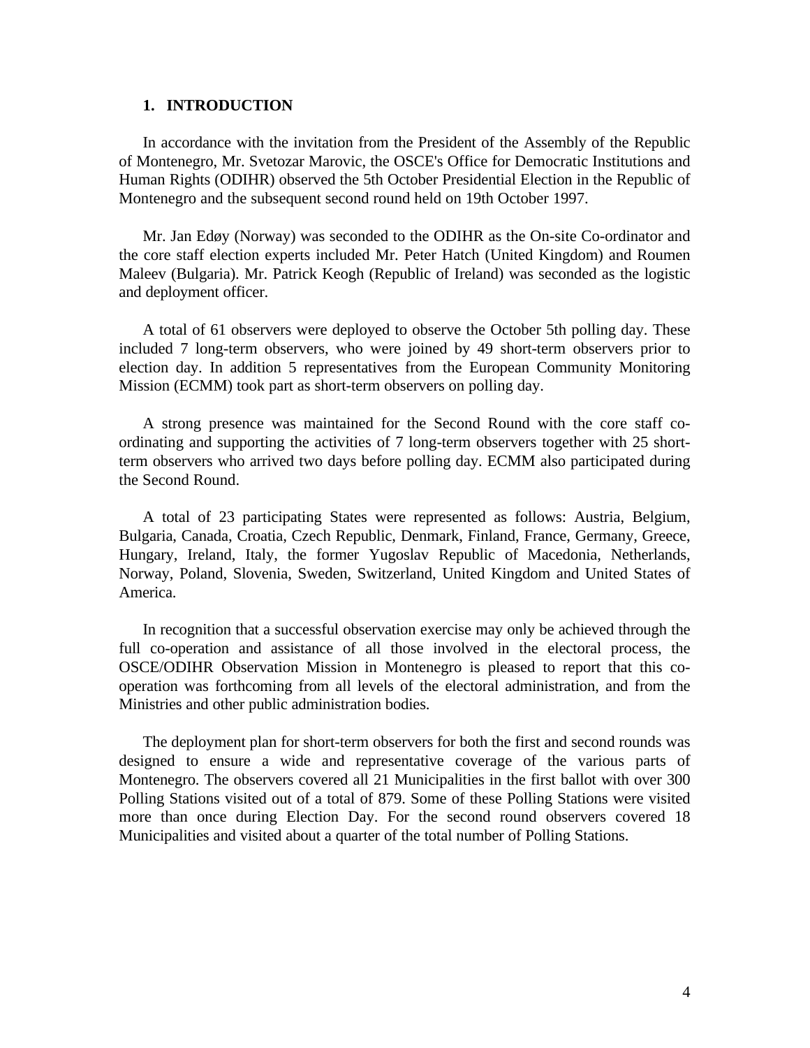## 1. INTRODUCTION

In accordance with the invitation from the President of the Assembly of the Republic of Montenegro, Mr. Svetozar Marovic, the OSCE's Office for Democratic Institutions and Human Rights (ODIHR) observed the 5th October Presidential Election in the Republic of Montenegro and the subsequent second round held on 19th October 1997.

Mr. Jan Edøy (Norway) was seconded to the ODIHR as the On-site Co-ordinator and the core staff election experts included Mr. Peter Hatch (United Kingdom) and Roumen Maleev (Bulgaria). Mr. Patrick Keogh (Republic of Ireland) was seconded as the logistic and deployment officer.

A total of 61 observers were deployed to observe the October 5th polling day. These included 7 long-term observers, who were joined by 49 short-term observers prior to election day. In addition 5 representatives from the European Community Monitoring Mission (ECMM) took part as short-term observers on polling day.

A strong presence was maintained for the Second Round with the core staff co-ordinating and supporting the activities of 7 long-term observers together with 25 short-term observers who arrived two days before polling day. ECMM also participated during the Second Round.

A total of 23 participating States were represented as follows: Austria, Belgium, Bulgaria, Canada, Croatia, Czech Republic, Denmark, Finland, France, Germany, Greece, Hungary, Ireland, Italy, the former Yugoslav Republic of Macedonia, Netherlands, Norway, Poland, Slovenia, Sweden, Switzerland, United Kingdom and United States of America.

In recognition that a successful observation exercise may only be achieved through the full co-operation and assistance of all those involved in the electoral process, the OSCE/ODIHR Observation Mission in Montenegro is pleased to report that this co-operation was forthcoming from all levels of the electoral administration, and from the Ministries and other public administration bodies.

The deployment plan for short-term observers for both the first and second rounds was designed to ensure a wide and representative coverage of the various parts of Montenegro. The observers covered all 21 Municipalities in the first ballot with over 300 Polling Stations visited out of a total of 879. Some of these Polling Stations were visited more than once during Election Day. For the second round observers covered 18 Municipalities and visited about a quarter of the total number of Polling Stations.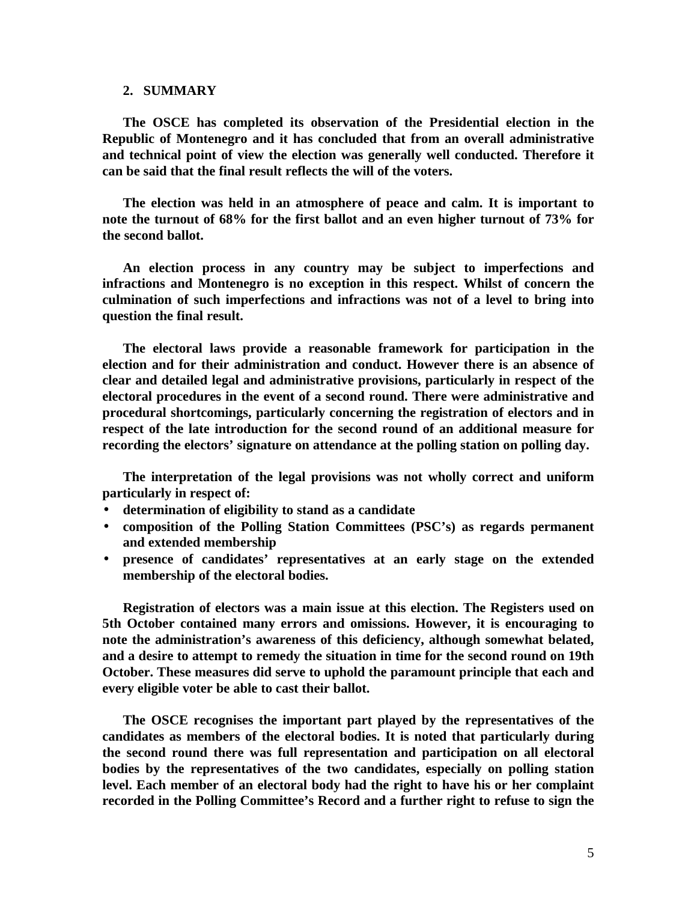## 2. SUMMARY

**The OSCE has completed its observation of the Presidential election in the Republic of Montenegro and it has concluded that from an overall administrative and technical point of view the election was generally well conducted. Therefore it can be said that the final result reflects the will of the voters.**

**The election was held in an atmosphere of peace and calm. It is important to note the turnout of 68% for the first ballot and an even higher turnout of 73% for the second ballot.**

**An election process in any country may be subject to imperfections and infractions and Montenegro is no exception in this respect. Whilst of concern the culmination of such imperfections and infractions was not of a level to bring into question the final result.**

**The electoral laws provide a reasonable framework for participation in the election and for their administration and conduct. However there is an absence of clear and detailed legal and administrative provisions, particularly in respect of the electoral procedures in the event of a second round. There were administrative and procedural shortcomings, particularly concerning the registration of electors and in respect of the late introduction for the second round of an additional measure for recording the electors' signature on attendance at the polling station on polling day.**

**The interpretation of the legal provisions was not wholly correct and uniform particularly in respect of:**

- **determination of eligibility to stand as a candidate**
- **composition of the Polling Station Committees (PSC's) as regards permanent and extended membership**
- **presence of candidates' representatives at an early stage on the extended membership of the electoral bodies.**

**Registration of electors was a main issue at this election. The Registers used on 5th October contained many errors and omissions. However, it is encouraging to note the administration's awareness of this deficiency, although somewhat belated, and a desire to attempt to remedy the situation in time for the second round on 19th October. These measures did serve to uphold the paramount principle that each and every eligible voter be able to cast their ballot.**

**The OSCE recognises the important part played by the representatives of the candidates as members of the electoral bodies. It is noted that particularly during the second round there was full representation and participation on all electoral bodies by the representatives of the two candidates, especially on polling station level. Each member of an electoral body had the right to have his or her complaint recorded in the Polling Committee's Record and a further right to refuse to sign the**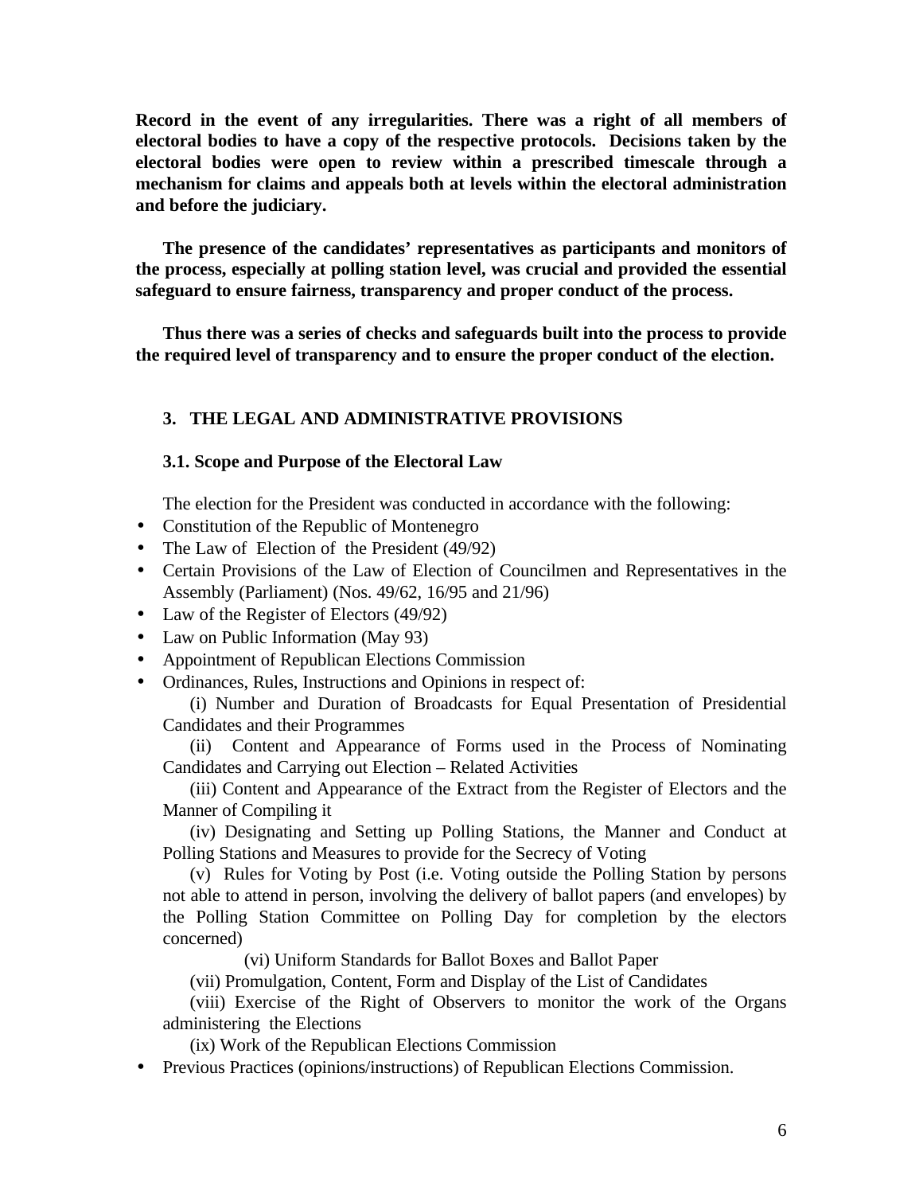**Record in the event of any irregularities. There was a right of all members of electoral bodies to have a copy of the respective protocols. Decisions taken by the electoral bodies were open to review within a prescribed timescale through a mechanism for claims and appeals both at levels within the electoral administration and before the judiciary.**

**The presence of the candidates' representatives as participants and monitors of the process, especially at polling station level, was crucial and provided the essential safeguard to ensure fairness, transparency and proper conduct of the process.**

**Thus there was a series of checks and safeguards built into the process to provide the required level of transparency and to ensure the proper conduct of the election.**

## 3. THE LEGAL AND ADMINISTRATIVE PROVISIONS

### 3.1. Scope and Purpose of the Electoral Law

The election for the President was conducted in accordance with the following:

- Constitution of the Republic of Montenegro
- The Law of Election of the President (49/92)
- Certain Provisions of the Law of Election of Councilmen and Representatives in the Assembly (Parliament) (Nos. 49/62, 16/95 and 21/96)
- Law of the Register of Electors (49/92)
- Law on Public Information (May 93)
- Appointment of Republican Elections Commission
- Ordinances, Rules, Instructions and Opinions in respect of:

  (i) Number and Duration of Broadcasts for Equal Presentation of Presidential Candidates and their Programmes

  (ii) Content and Appearance of Forms used in the Process of Nominating Candidates and Carrying out Election – Related Activities

  (iii) Content and Appearance of the Extract from the Register of Electors and the Manner of Compiling it

  (iv) Designating and Setting up Polling Stations, the Manner and Conduct at Polling Stations and Measures to provide for the Secrecy of Voting

  (v) Rules for Voting by Post (i.e. Voting outside the Polling Station by persons not able to attend in person, involving the delivery of ballot papers (and envelopes) by the Polling Station Committee on Polling Day for completion by the electors concerned)

  (vi) Uniform Standards for Ballot Boxes and Ballot Paper

  (vii) Promulgation, Content, Form and Display of the List of Candidates

  (viii) Exercise of the Right of Observers to monitor the work of the Organs administering the Elections

  (ix) Work of the Republican Elections Commission
- Previous Practices (opinions/instructions) of Republican Elections Commission.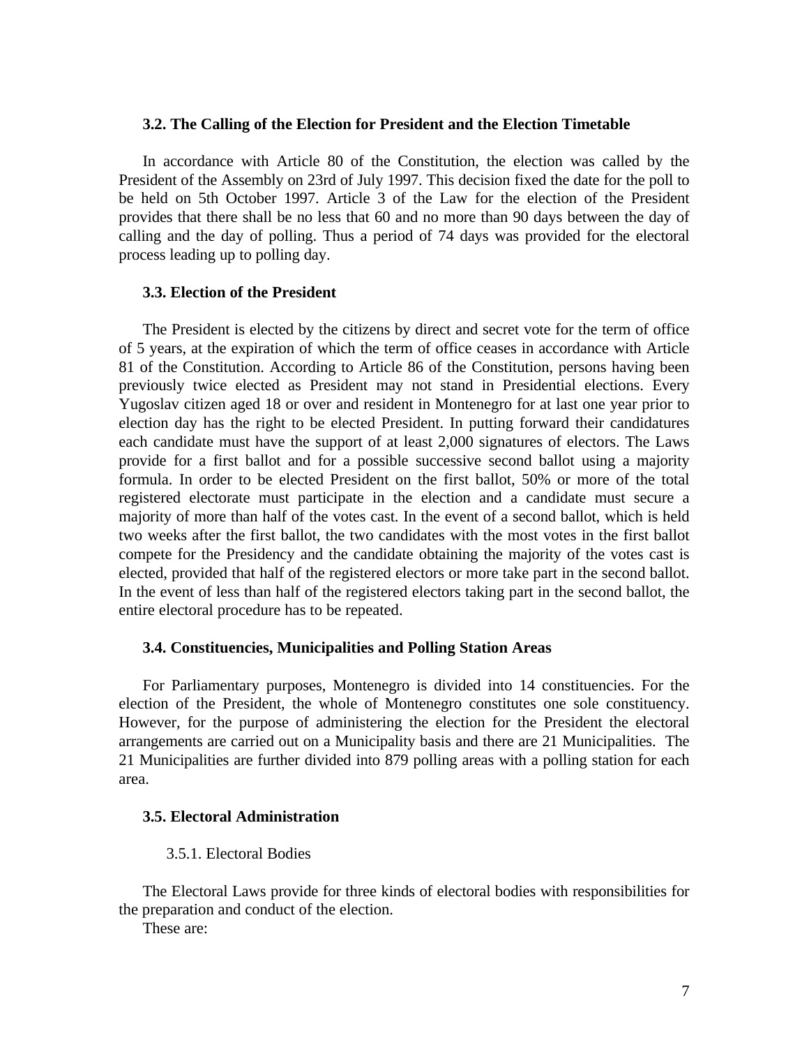### 3.2. The Calling of the Election for President and the Election Timetable

In accordance with Article 80 of the Constitution, the election was called by the President of the Assembly on 23rd of July 1997. This decision fixed the date for the poll to be held on 5th October 1997. Article 3 of the Law for the election of the President provides that there shall be no less that 60 and no more than 90 days between the day of calling and the day of polling. Thus a period of 74 days was provided for the electoral process leading up to polling day.

### 3.3. Election of the President

The President is elected by the citizens by direct and secret vote for the term of office of 5 years, at the expiration of which the term of office ceases in accordance with Article 81 of the Constitution. According to Article 86 of the Constitution, persons having been previously twice elected as President may not stand in Presidential elections. Every Yugoslav citizen aged 18 or over and resident in Montenegro for at last one year prior to election day has the right to be elected President. In putting forward their candidatures each candidate must have the support of at least 2,000 signatures of electors. The Laws provide for a first ballot and for a possible successive second ballot using a majority formula. In order to be elected President on the first ballot, 50% or more of the total registered electorate must participate in the election and a candidate must secure a majority of more than half of the votes cast. In the event of a second ballot, which is held two weeks after the first ballot, the two candidates with the most votes in the first ballot compete for the Presidency and the candidate obtaining the majority of the votes cast is elected, provided that half of the registered electors or more take part in the second ballot. In the event of less than half of the registered electors taking part in the second ballot, the entire electoral procedure has to be repeated.

### 3.4. Constituencies, Municipalities and Polling Station Areas

For Parliamentary purposes, Montenegro is divided into 14 constituencies. For the election of the President, the whole of Montenegro constitutes one sole constituency. However, for the purpose of administering the election for the President the electoral arrangements are carried out on a Municipality basis and there are 21 Municipalities. The 21 Municipalities are further divided into 879 polling areas with a polling station for each area.

### 3.5. Electoral Administration

#### 3.5.1. Electoral Bodies

The Electoral Laws provide for three kinds of electoral bodies with responsibilities for the preparation and conduct of the election.

These are: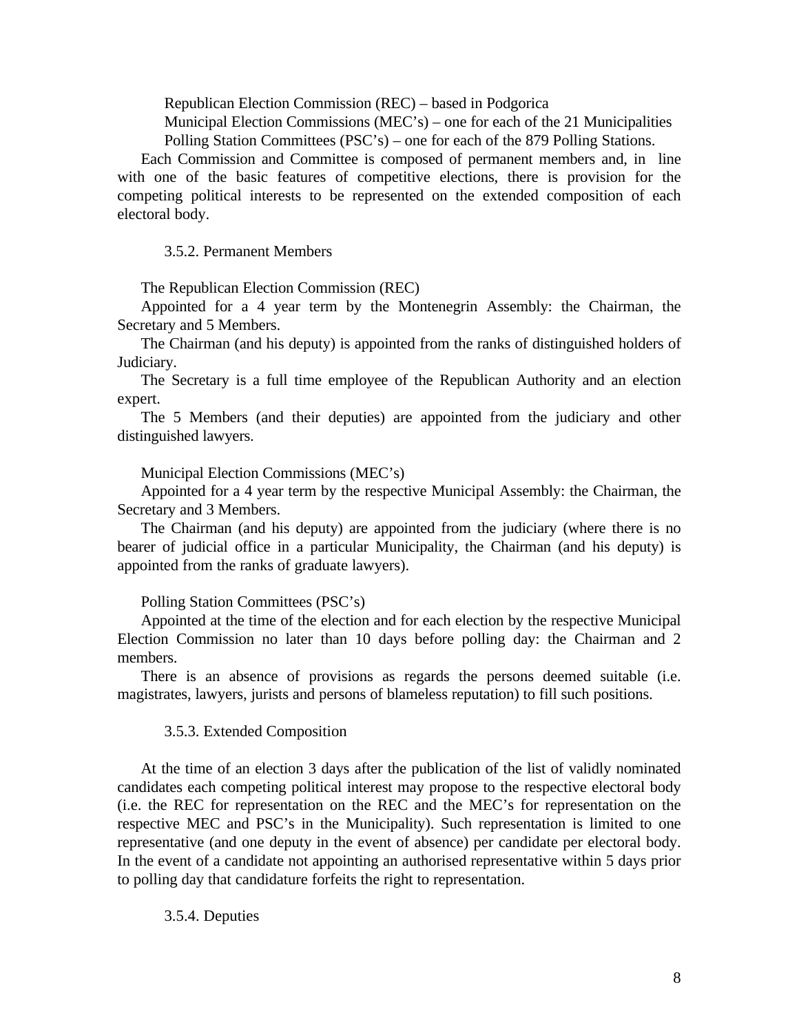Republican Election Commission (REC) – based in Podgorica

Municipal Election Commissions (MEC's) – one for each of the 21 Municipalities

Polling Station Committees (PSC's) – one for each of the 879 Polling Stations.

Each Commission and Committee is composed of permanent members and, in line with one of the basic features of competitive elections, there is provision for the competing political interests to be represented on the extended composition of each electoral body.

### 3.5.2. Permanent Members

The Republican Election Commission (REC)

Appointed for a 4 year term by the Montenegrin Assembly: the Chairman, the Secretary and 5 Members.

The Chairman (and his deputy) is appointed from the ranks of distinguished holders of Judiciary.

The Secretary is a full time employee of the Republican Authority and an election expert.

The 5 Members (and their deputies) are appointed from the judiciary and other distinguished lawyers.

Municipal Election Commissions (MEC's)

Appointed for a 4 year term by the respective Municipal Assembly: the Chairman, the Secretary and 3 Members.

The Chairman (and his deputy) are appointed from the judiciary (where there is no bearer of judicial office in a particular Municipality, the Chairman (and his deputy) is appointed from the ranks of graduate lawyers).

Polling Station Committees (PSC's)

Appointed at the time of the election and for each election by the respective Municipal Election Commission no later than 10 days before polling day: the Chairman and 2 members.

There is an absence of provisions as regards the persons deemed suitable (i.e. magistrates, lawyers, jurists and persons of blameless reputation) to fill such positions.

### 3.5.3. Extended Composition

At the time of an election 3 days after the publication of the list of validly nominated candidates each competing political interest may propose to the respective electoral body (i.e. the REC for representation on the REC and the MEC's for representation on the respective MEC and PSC's in the Municipality). Such representation is limited to one representative (and one deputy in the event of absence) per candidate per electoral body. In the event of a candidate not appointing an authorised representative within 5 days prior to polling day that candidature forfeits the right to representation.

### 3.5.4. Deputies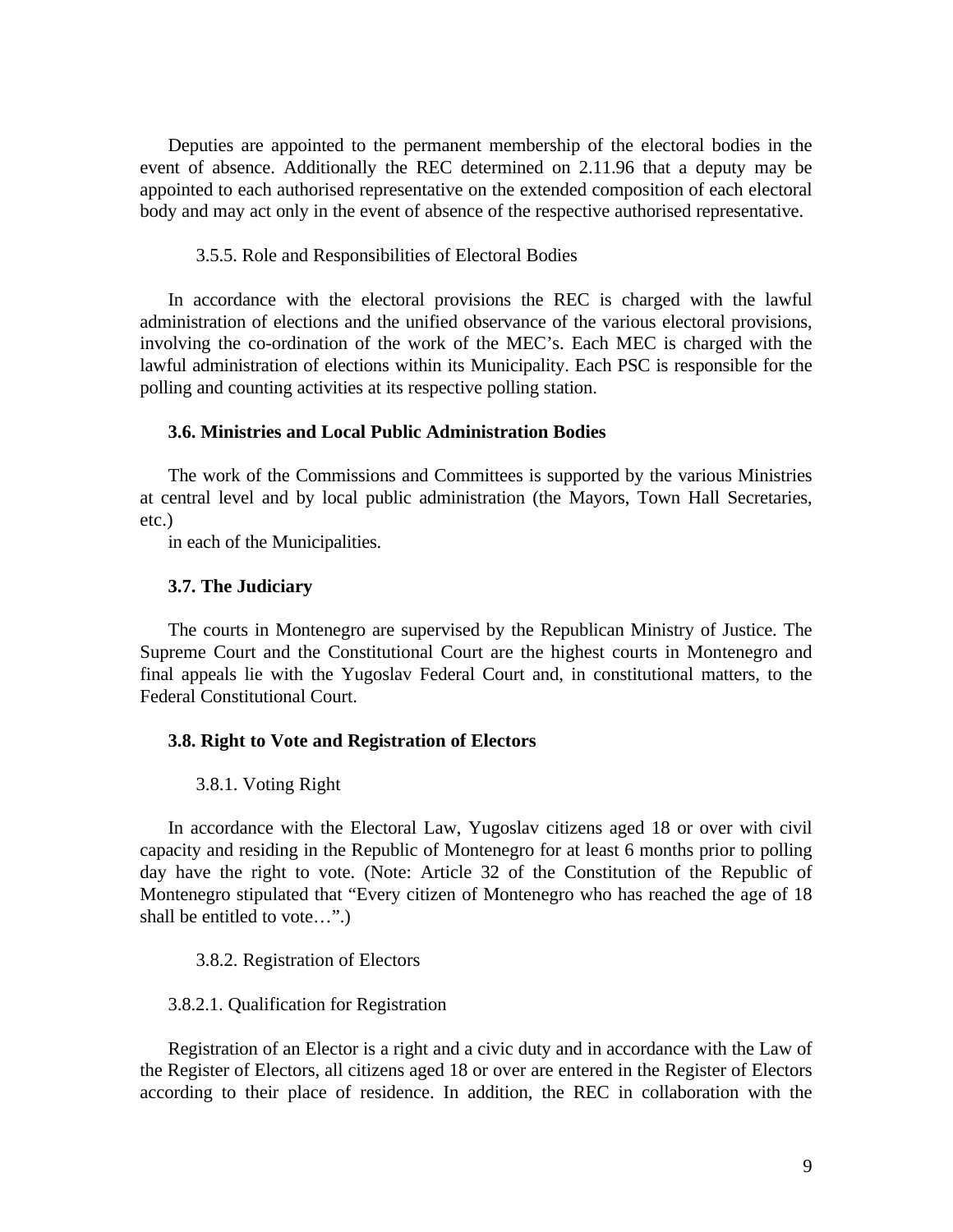Deputies are appointed to the permanent membership of the electoral bodies in the event of absence. Additionally the REC determined on 2.11.96 that a deputy may be appointed to each authorised representative on the extended composition of each electoral body and may act only in the event of absence of the respective authorised representative.

3.5.5. Role and Responsibilities of Electoral Bodies

In accordance with the electoral provisions the REC is charged with the lawful administration of elections and the unified observance of the various electoral provisions, involving the co-ordination of the work of the MEC's. Each MEC is charged with the lawful administration of elections within its Municipality. Each PSC is responsible for the polling and counting activities at its respective polling station.

### 3.6. Ministries and Local Public Administration Bodies

The work of the Commissions and Committees is supported by the various Ministries at central level and by local public administration (the Mayors, Town Hall Secretaries, etc.)
in each of the Municipalities.

### 3.7. The Judiciary

The courts in Montenegro are supervised by the Republican Ministry of Justice. The Supreme Court and the Constitutional Court are the highest courts in Montenegro and final appeals lie with the Yugoslav Federal Court and, in constitutional matters, to the Federal Constitutional Court.

### 3.8. Right to Vote and Registration of Electors

3.8.1. Voting Right

In accordance with the Electoral Law, Yugoslav citizens aged 18 or over with civil capacity and residing in the Republic of Montenegro for at least 6 months prior to polling day have the right to vote. (Note: Article 32 of the Constitution of the Republic of Montenegro stipulated that "Every citizen of Montenegro who has reached the age of 18 shall be entitled to vote…".)

3.8.2. Registration of Electors

3.8.2.1. Qualification for Registration

Registration of an Elector is a right and a civic duty and in accordance with the Law of the Register of Electors, all citizens aged 18 or over are entered in the Register of Electors according to their place of residence. In addition, the REC in collaboration with the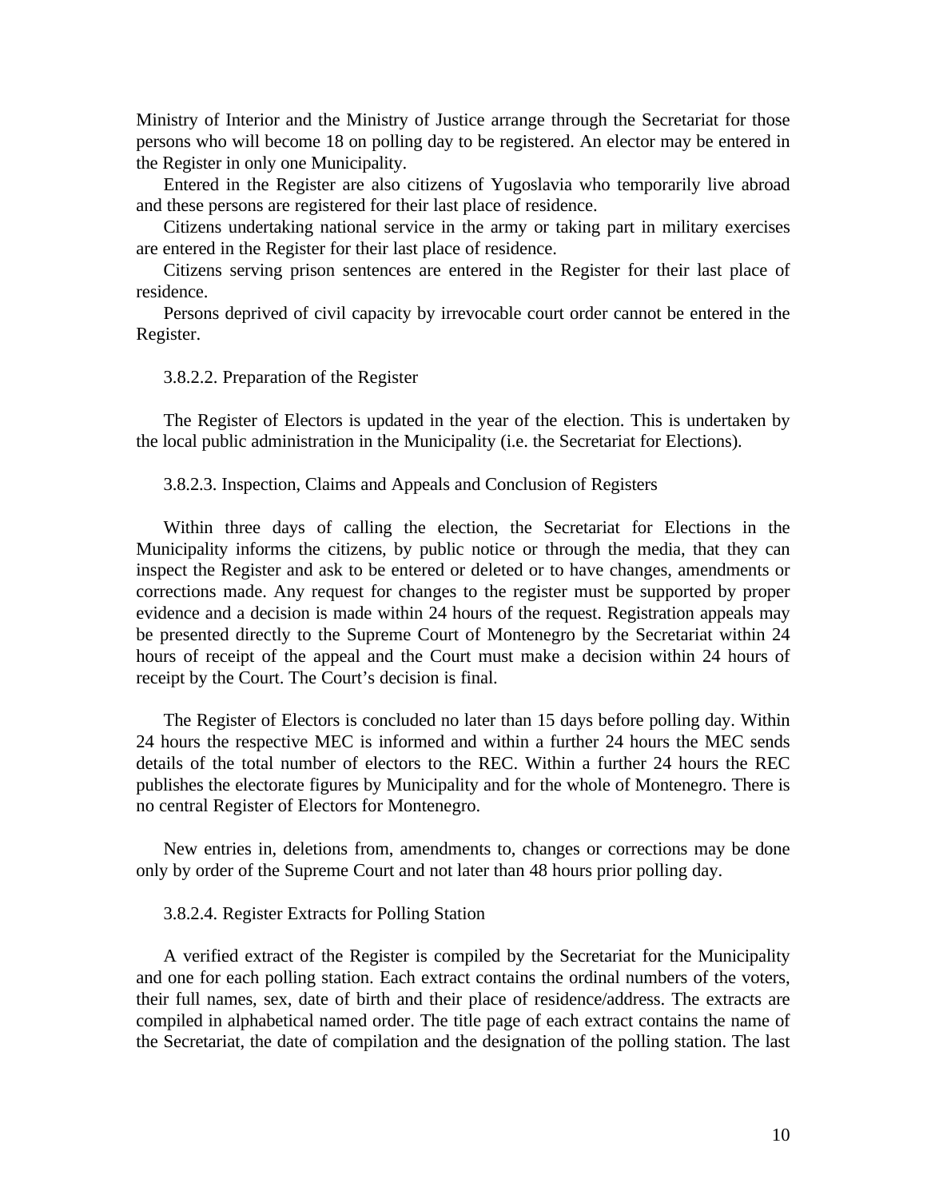Ministry of Interior and the Ministry of Justice arrange through the Secretariat for those persons who will become 18 on polling day to be registered. An elector may be entered in the Register in only one Municipality.

Entered in the Register are also citizens of Yugoslavia who temporarily live abroad and these persons are registered for their last place of residence.

Citizens undertaking national service in the army or taking part in military exercises are entered in the Register for their last place of residence.

Citizens serving prison sentences are entered in the Register for their last place of residence.

Persons deprived of civil capacity by irrevocable court order cannot be entered in the Register.

#### 3.8.2.2. Preparation of the Register

The Register of Electors is updated in the year of the election. This is undertaken by the local public administration in the Municipality (i.e. the Secretariat for Elections).

#### 3.8.2.3. Inspection, Claims and Appeals and Conclusion of Registers

Within three days of calling the election, the Secretariat for Elections in the Municipality informs the citizens, by public notice or through the media, that they can inspect the Register and ask to be entered or deleted or to have changes, amendments or corrections made. Any request for changes to the register must be supported by proper evidence and a decision is made within 24 hours of the request. Registration appeals may be presented directly to the Supreme Court of Montenegro by the Secretariat within 24 hours of receipt of the appeal and the Court must make a decision within 24 hours of receipt by the Court. The Court's decision is final.

The Register of Electors is concluded no later than 15 days before polling day. Within 24 hours the respective MEC is informed and within a further 24 hours the MEC sends details of the total number of electors to the REC. Within a further 24 hours the REC publishes the electorate figures by Municipality and for the whole of Montenegro. There is no central Register of Electors for Montenegro.

New entries in, deletions from, amendments to, changes or corrections may be done only by order of the Supreme Court and not later than 48 hours prior polling day.

#### 3.8.2.4. Register Extracts for Polling Station

A verified extract of the Register is compiled by the Secretariat for the Municipality and one for each polling station. Each extract contains the ordinal numbers of the voters, their full names, sex, date of birth and their place of residence/address. The extracts are compiled in alphabetical named order. The title page of each extract contains the name of the Secretariat, the date of compilation and the designation of the polling station. The last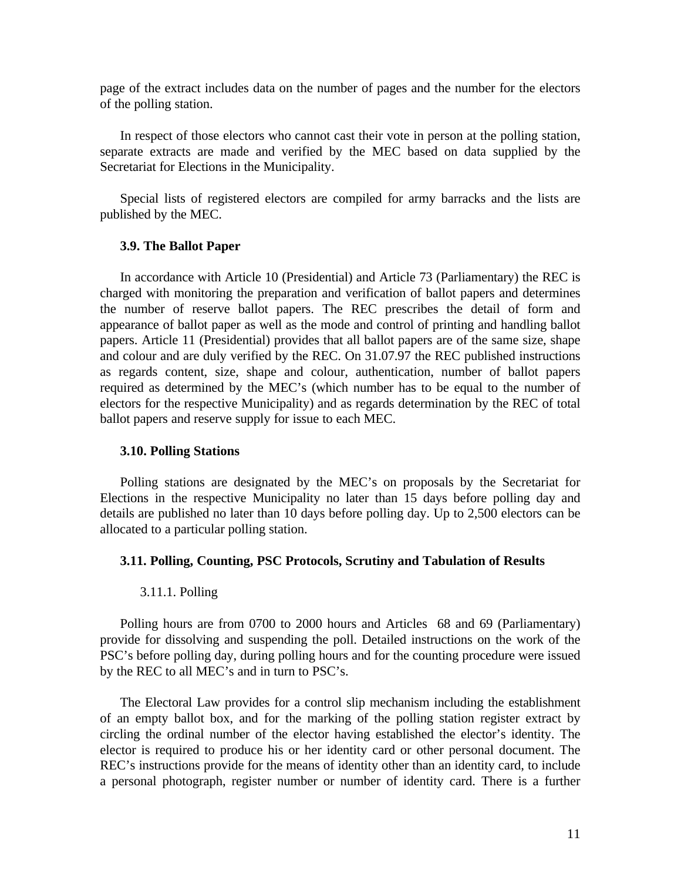page of the extract includes data on the number of pages and the number for the electors of the polling station.

In respect of those electors who cannot cast their vote in person at the polling station, separate extracts are made and verified by the MEC based on data supplied by the Secretariat for Elections in the Municipality.

Special lists of registered electors are compiled for army barracks and the lists are published by the MEC.

### 3.9. The Ballot Paper

In accordance with Article 10 (Presidential) and Article 73 (Parliamentary) the REC is charged with monitoring the preparation and verification of ballot papers and determines the number of reserve ballot papers. The REC prescribes the detail of form and appearance of ballot paper as well as the mode and control of printing and handling ballot papers. Article 11 (Presidential) provides that all ballot papers are of the same size, shape and colour and are duly verified by the REC. On 31.07.97 the REC published instructions as regards content, size, shape and colour, authentication, number of ballot papers required as determined by the MEC's (which number has to be equal to the number of electors for the respective Municipality) and as regards determination by the REC of total ballot papers and reserve supply for issue to each MEC.

### 3.10. Polling Stations

Polling stations are designated by the MEC's on proposals by the Secretariat for Elections in the respective Municipality no later than 15 days before polling day and details are published no later than 10 days before polling day. Up to 2,500 electors can be allocated to a particular polling station.

### 3.11. Polling, Counting, PSC Protocols, Scrutiny and Tabulation of Results

#### 3.11.1. Polling

Polling hours are from 0700 to 2000 hours and Articles 68 and 69 (Parliamentary) provide for dissolving and suspending the poll. Detailed instructions on the work of the PSC's before polling day, during polling hours and for the counting procedure were issued by the REC to all MEC's and in turn to PSC's.

The Electoral Law provides for a control slip mechanism including the establishment of an empty ballot box, and for the marking of the polling station register extract by circling the ordinal number of the elector having established the elector's identity. The elector is required to produce his or her identity card or other personal document. The REC's instructions provide for the means of identity other than an identity card, to include a personal photograph, register number or number of identity card. There is a further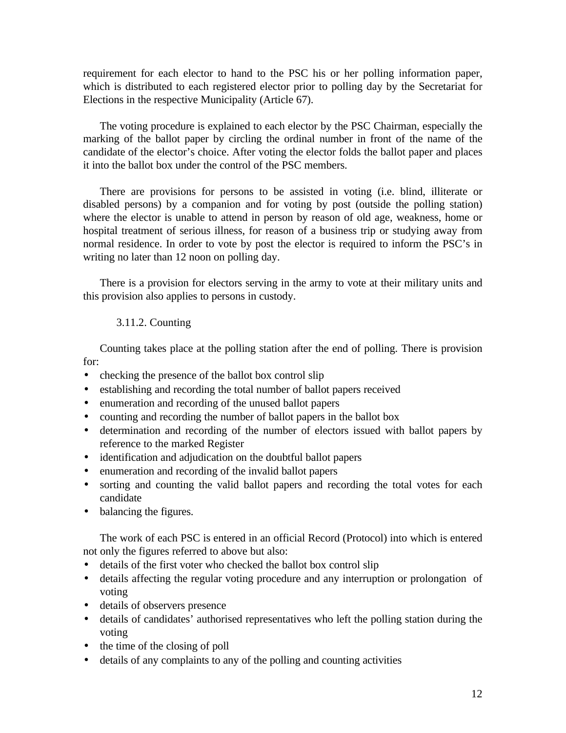requirement for each elector to hand to the PSC his or her polling information paper, which is distributed to each registered elector prior to polling day by the Secretariat for Elections in the respective Municipality (Article 67).

The voting procedure is explained to each elector by the PSC Chairman, especially the marking of the ballot paper by circling the ordinal number in front of the name of the candidate of the elector's choice. After voting the elector folds the ballot paper and places it into the ballot box under the control of the PSC members.

There are provisions for persons to be assisted in voting (i.e. blind, illiterate or disabled persons) by a companion and for voting by post (outside the polling station) where the elector is unable to attend in person by reason of old age, weakness, home or hospital treatment of serious illness, for reason of a business trip or studying away from normal residence. In order to vote by post the elector is required to inform the PSC's in writing no later than 12 noon on polling day.

There is a provision for electors serving in the army to vote at their military units and this provision also applies to persons in custody.

#### 3.11.2. Counting

Counting takes place at the polling station after the end of polling. There is provision for:

- checking the presence of the ballot box control slip
- establishing and recording the total number of ballot papers received
- enumeration and recording of the unused ballot papers
- counting and recording the number of ballot papers in the ballot box
- determination and recording of the number of electors issued with ballot papers by reference to the marked Register
- identification and adjudication on the doubtful ballot papers
- enumeration and recording of the invalid ballot papers
- sorting and counting the valid ballot papers and recording the total votes for each candidate
- balancing the figures.

The work of each PSC is entered in an official Record (Protocol) into which is entered not only the figures referred to above but also:

- details of the first voter who checked the ballot box control slip
- details affecting the regular voting procedure and any interruption or prolongation of voting
- details of observers presence
- details of candidates' authorised representatives who left the polling station during the voting
- the time of the closing of poll
- details of any complaints to any of the polling and counting activities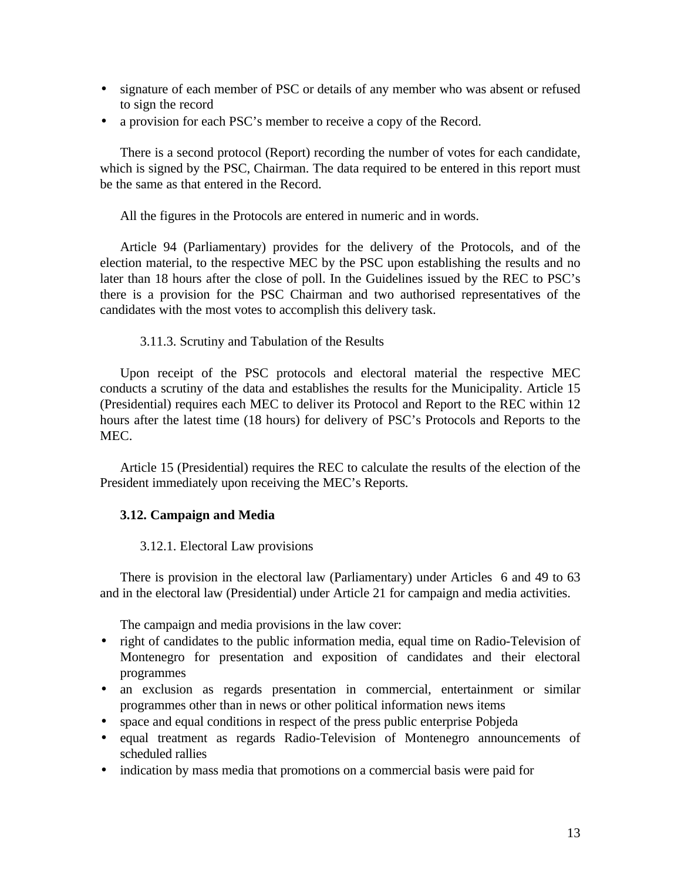- signature of each member of PSC or details of any member who was absent or refused to sign the record
- a provision for each PSC's member to receive a copy of the Record.

There is a second protocol (Report) recording the number of votes for each candidate, which is signed by the PSC, Chairman. The data required to be entered in this report must be the same as that entered in the Record.

All the figures in the Protocols are entered in numeric and in words.

Article 94 (Parliamentary) provides for the delivery of the Protocols, and of the election material, to the respective MEC by the PSC upon establishing the results and no later than 18 hours after the close of poll. In the Guidelines issued by the REC to PSC's there is a provision for the PSC Chairman and two authorised representatives of the candidates with the most votes to accomplish this delivery task.

#### 3.11.3. Scrutiny and Tabulation of the Results

Upon receipt of the PSC protocols and electoral material the respective MEC conducts a scrutiny of the data and establishes the results for the Municipality. Article 15 (Presidential) requires each MEC to deliver its Protocol and Report to the REC within 12 hours after the latest time (18 hours) for delivery of PSC's Protocols and Reports to the MEC.

Article 15 (Presidential) requires the REC to calculate the results of the election of the President immediately upon receiving the MEC's Reports.

### 3.12. Campaign and Media

#### 3.12.1. Electoral Law provisions

There is provision in the electoral law (Parliamentary) under Articles 6 and 49 to 63 and in the electoral law (Presidential) under Article 21 for campaign and media activities.

The campaign and media provisions in the law cover:

- right of candidates to the public information media, equal time on Radio-Television of Montenegro for presentation and exposition of candidates and their electoral programmes
- an exclusion as regards presentation in commercial, entertainment or similar programmes other than in news or other political information news items
- space and equal conditions in respect of the press public enterprise Pobjeda
- equal treatment as regards Radio-Television of Montenegro announcements of scheduled rallies
- indication by mass media that promotions on a commercial basis were paid for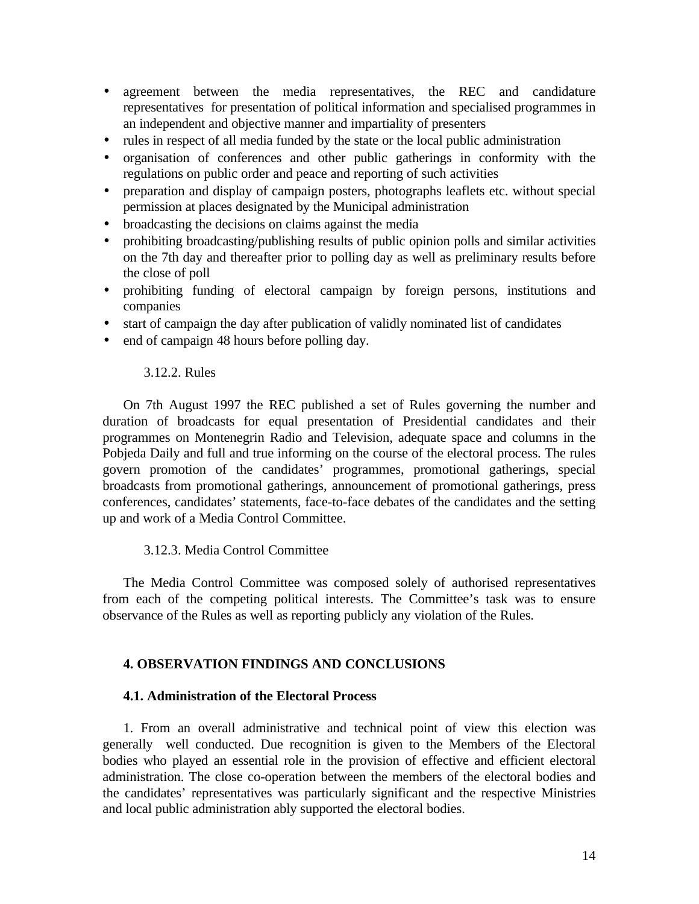- agreement between the media representatives, the REC and candidature representatives for presentation of political information and specialised programmes in an independent and objective manner and impartiality of presenters
- rules in respect of all media funded by the state or the local public administration
- organisation of conferences and other public gatherings in conformity with the regulations on public order and peace and reporting of such activities
- preparation and display of campaign posters, photographs leaflets etc. without special permission at places designated by the Municipal administration
- broadcasting the decisions on claims against the media
- prohibiting broadcasting/publishing results of public opinion polls and similar activities on the 7th day and thereafter prior to polling day as well as preliminary results before the close of poll
- prohibiting funding of electoral campaign by foreign persons, institutions and companies
- start of campaign the day after publication of validly nominated list of candidates
- end of campaign 48 hours before polling day.

#### 3.12.2. Rules

On 7th August 1997 the REC published a set of Rules governing the number and duration of broadcasts for equal presentation of Presidential candidates and their programmes on Montenegrin Radio and Television, adequate space and columns in the Pobjeda Daily and full and true informing on the course of the electoral process. The rules govern promotion of the candidates' programmes, promotional gatherings, special broadcasts from promotional gatherings, announcement of promotional gatherings, press conferences, candidates' statements, face-to-face debates of the candidates and the setting up and work of a Media Control Committee.

#### 3.12.3. Media Control Committee

The Media Control Committee was composed solely of authorised representatives from each of the competing political interests. The Committee's task was to ensure observance of the Rules as well as reporting publicly any violation of the Rules.

## 4. OBSERVATION FINDINGS AND CONCLUSIONS

### 4.1. Administration of the Electoral Process

1. From an overall administrative and technical point of view this election was generally well conducted. Due recognition is given to the Members of the Electoral bodies who played an essential role in the provision of effective and efficient electoral administration. The close co-operation between the members of the electoral bodies and the candidates' representatives was particularly significant and the respective Ministries and local public administration ably supported the electoral bodies.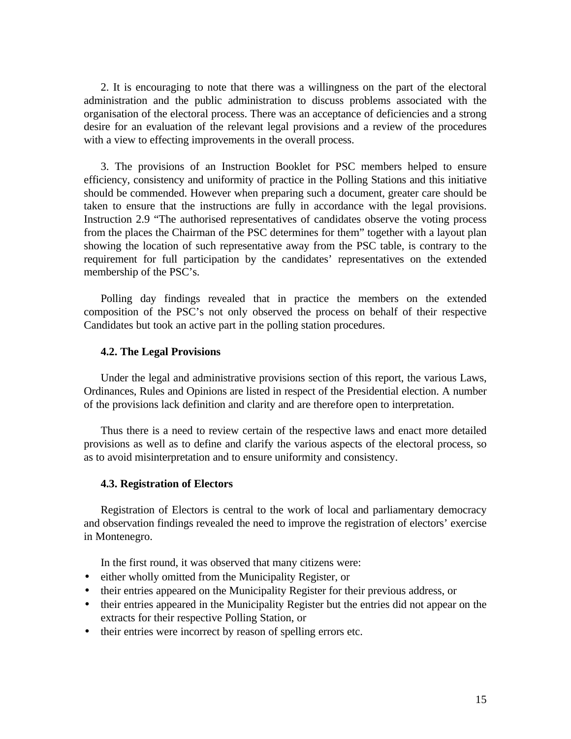2. It is encouraging to note that there was a willingness on the part of the electoral administration and the public administration to discuss problems associated with the organisation of the electoral process. There was an acceptance of deficiencies and a strong desire for an evaluation of the relevant legal provisions and a review of the procedures with a view to effecting improvements in the overall process.

3. The provisions of an Instruction Booklet for PSC members helped to ensure efficiency, consistency and uniformity of practice in the Polling Stations and this initiative should be commended. However when preparing such a document, greater care should be taken to ensure that the instructions are fully in accordance with the legal provisions. Instruction 2.9 "The authorised representatives of candidates observe the voting process from the places the Chairman of the PSC determines for them" together with a layout plan showing the location of such representative away from the PSC table, is contrary to the requirement for full participation by the candidates' representatives on the extended membership of the PSC's.

Polling day findings revealed that in practice the members on the extended composition of the PSC's not only observed the process on behalf of their respective Candidates but took an active part in the polling station procedures.

### 4.2. The Legal Provisions

Under the legal and administrative provisions section of this report, the various Laws, Ordinances, Rules and Opinions are listed in respect of the Presidential election. A number of the provisions lack definition and clarity and are therefore open to interpretation.

Thus there is a need to review certain of the respective laws and enact more detailed provisions as well as to define and clarify the various aspects of the electoral process, so as to avoid misinterpretation and to ensure uniformity and consistency.

### 4.3. Registration of Electors

Registration of Electors is central to the work of local and parliamentary democracy and observation findings revealed the need to improve the registration of electors' exercise in Montenegro.

In the first round, it was observed that many citizens were:

- either wholly omitted from the Municipality Register, or
- their entries appeared on the Municipality Register for their previous address, or
- their entries appeared in the Municipality Register but the entries did not appear on the extracts for their respective Polling Station, or
- their entries were incorrect by reason of spelling errors etc.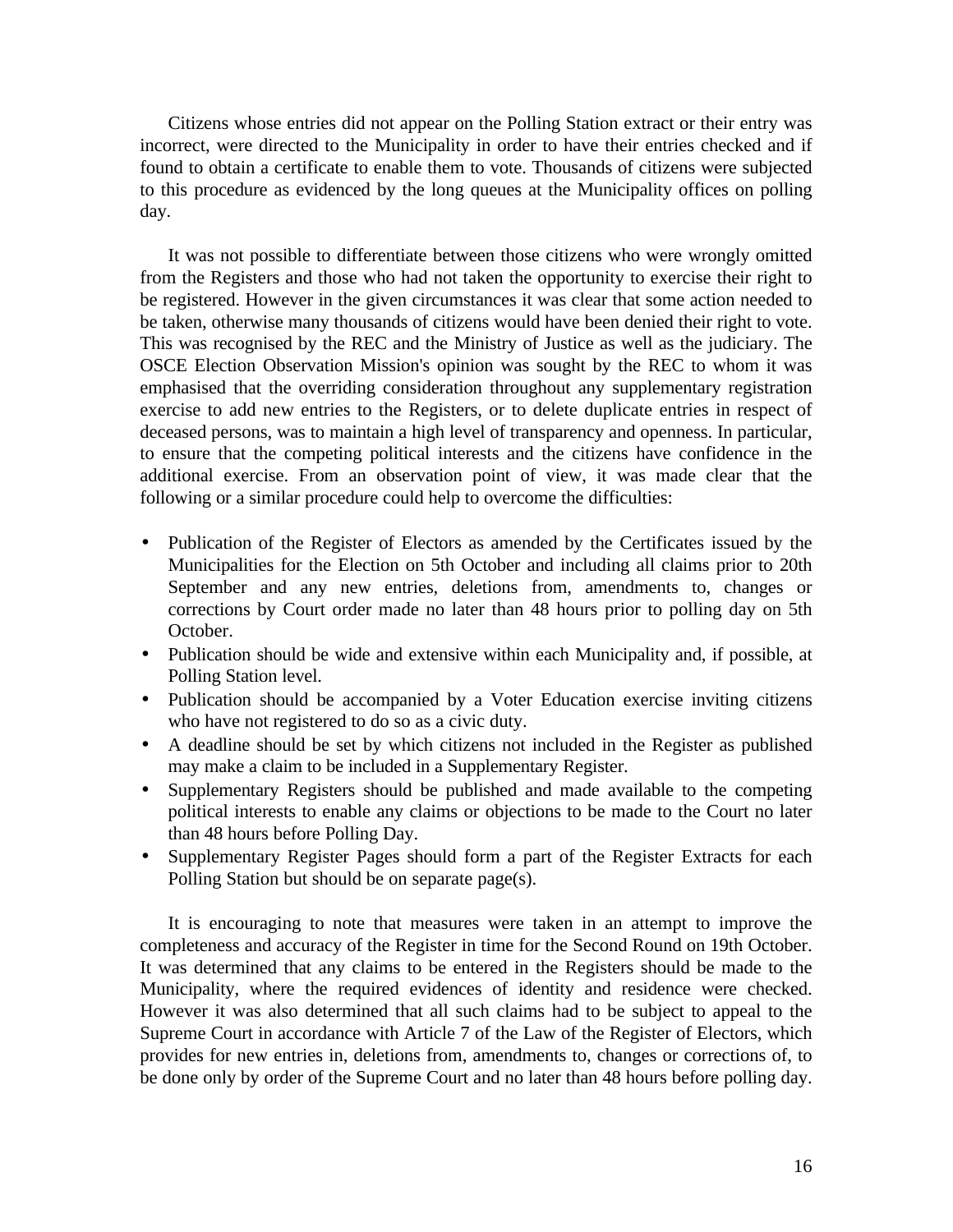Citizens whose entries did not appear on the Polling Station extract or their entry was incorrect, were directed to the Municipality in order to have their entries checked and if found to obtain a certificate to enable them to vote. Thousands of citizens were subjected to this procedure as evidenced by the long queues at the Municipality offices on polling day.

It was not possible to differentiate between those citizens who were wrongly omitted from the Registers and those who had not taken the opportunity to exercise their right to be registered. However in the given circumstances it was clear that some action needed to be taken, otherwise many thousands of citizens would have been denied their right to vote. This was recognised by the REC and the Ministry of Justice as well as the judiciary. The OSCE Election Observation Mission's opinion was sought by the REC to whom it was emphasised that the overriding consideration throughout any supplementary registration exercise to add new entries to the Registers, or to delete duplicate entries in respect of deceased persons, was to maintain a high level of transparency and openness. In particular, to ensure that the competing political interests and the citizens have confidence in the additional exercise. From an observation point of view, it was made clear that the following or a similar procedure could help to overcome the difficulties:

- Publication of the Register of Electors as amended by the Certificates issued by the Municipalities for the Election on 5th October and including all claims prior to 20th September and any new entries, deletions from, amendments to, changes or corrections by Court order made no later than 48 hours prior to polling day on 5th October.
- Publication should be wide and extensive within each Municipality and, if possible, at Polling Station level.
- Publication should be accompanied by a Voter Education exercise inviting citizens who have not registered to do so as a civic duty.
- A deadline should be set by which citizens not included in the Register as published may make a claim to be included in a Supplementary Register.
- Supplementary Registers should be published and made available to the competing political interests to enable any claims or objections to be made to the Court no later than 48 hours before Polling Day.
- Supplementary Register Pages should form a part of the Register Extracts for each Polling Station but should be on separate page(s).

It is encouraging to note that measures were taken in an attempt to improve the completeness and accuracy of the Register in time for the Second Round on 19th October. It was determined that any claims to be entered in the Registers should be made to the Municipality, where the required evidences of identity and residence were checked. However it was also determined that all such claims had to be subject to appeal to the Supreme Court in accordance with Article 7 of the Law of the Register of Electors, which provides for new entries in, deletions from, amendments to, changes or corrections of, to be done only by order of the Supreme Court and no later than 48 hours before polling day.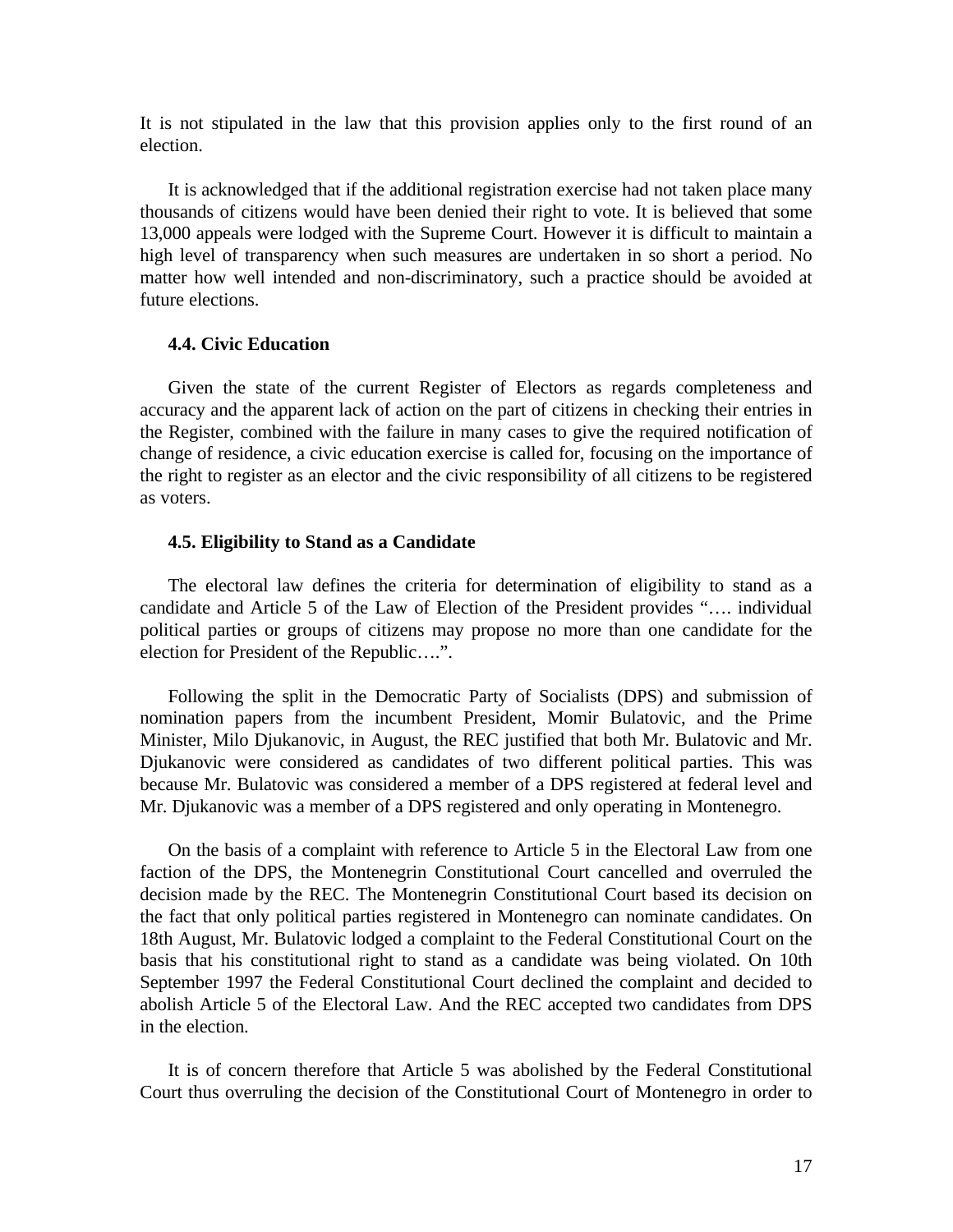It is not stipulated in the law that this provision applies only to the first round of an election.

It is acknowledged that if the additional registration exercise had not taken place many thousands of citizens would have been denied their right to vote. It is believed that some 13,000 appeals were lodged with the Supreme Court. However it is difficult to maintain a high level of transparency when such measures are undertaken in so short a period. No matter how well intended and non-discriminatory, such a practice should be avoided at future elections.

### 4.4. Civic Education

Given the state of the current Register of Electors as regards completeness and accuracy and the apparent lack of action on the part of citizens in checking their entries in the Register, combined with the failure in many cases to give the required notification of change of residence, a civic education exercise is called for, focusing on the importance of the right to register as an elector and the civic responsibility of all citizens to be registered as voters.

### 4.5. Eligibility to Stand as a Candidate

The electoral law defines the criteria for determination of eligibility to stand as a candidate and Article 5 of the Law of Election of the President provides "…. individual political parties or groups of citizens may propose no more than one candidate for the election for President of the Republic….".

Following the split in the Democratic Party of Socialists (DPS) and submission of nomination papers from the incumbent President, Momir Bulatovic, and the Prime Minister, Milo Djukanovic, in August, the REC justified that both Mr. Bulatovic and Mr. Djukanovic were considered as candidates of two different political parties. This was because Mr. Bulatovic was considered a member of a DPS registered at federal level and Mr. Djukanovic was a member of a DPS registered and only operating in Montenegro.

On the basis of a complaint with reference to Article 5 in the Electoral Law from one faction of the DPS, the Montenegrin Constitutional Court cancelled and overruled the decision made by the REC. The Montenegrin Constitutional Court based its decision on the fact that only political parties registered in Montenegro can nominate candidates. On 18th August, Mr. Bulatovic lodged a complaint to the Federal Constitutional Court on the basis that his constitutional right to stand as a candidate was being violated. On 10th September 1997 the Federal Constitutional Court declined the complaint and decided to abolish Article 5 of the Electoral Law. And the REC accepted two candidates from DPS in the election.

It is of concern therefore that Article 5 was abolished by the Federal Constitutional Court thus overruling the decision of the Constitutional Court of Montenegro in order to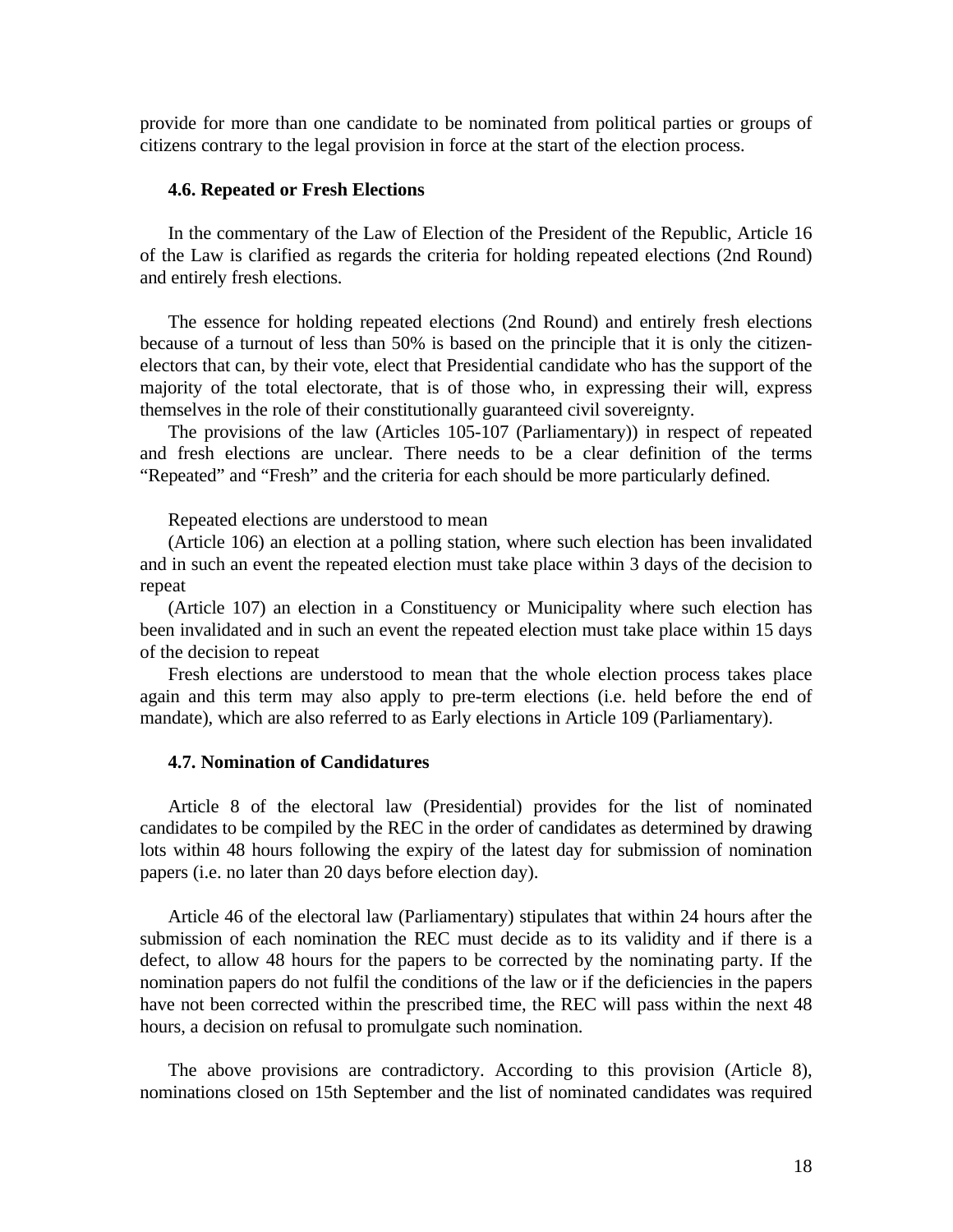provide for more than one candidate to be nominated from political parties or groups of citizens contrary to the legal provision in force at the start of the election process.

### 4.6. Repeated or Fresh Elections

In the commentary of the Law of Election of the President of the Republic, Article 16 of the Law is clarified as regards the criteria for holding repeated elections (2nd Round) and entirely fresh elections.

The essence for holding repeated elections (2nd Round) and entirely fresh elections because of a turnout of less than 50% is based on the principle that it is only the citizen-electors that can, by their vote, elect that Presidential candidate who has the support of the majority of the total electorate, that is of those who, in expressing their will, express themselves in the role of their constitutionally guaranteed civil sovereignty.

The provisions of the law (Articles 105-107 (Parliamentary)) in respect of repeated and fresh elections are unclear. There needs to be a clear definition of the terms "Repeated" and "Fresh" and the criteria for each should be more particularly defined.

Repeated elections are understood to mean

(Article 106) an election at a polling station, where such election has been invalidated and in such an event the repeated election must take place within 3 days of the decision to repeat

(Article 107) an election in a Constituency or Municipality where such election has been invalidated and in such an event the repeated election must take place within 15 days of the decision to repeat

Fresh elections are understood to mean that the whole election process takes place again and this term may also apply to pre-term elections (i.e. held before the end of mandate), which are also referred to as Early elections in Article 109 (Parliamentary).

### 4.7. Nomination of Candidatures

Article 8 of the electoral law (Presidential) provides for the list of nominated candidates to be compiled by the REC in the order of candidates as determined by drawing lots within 48 hours following the expiry of the latest day for submission of nomination papers (i.e. no later than 20 days before election day).

Article 46 of the electoral law (Parliamentary) stipulates that within 24 hours after the submission of each nomination the REC must decide as to its validity and if there is a defect, to allow 48 hours for the papers to be corrected by the nominating party. If the nomination papers do not fulfil the conditions of the law or if the deficiencies in the papers have not been corrected within the prescribed time, the REC will pass within the next 48 hours, a decision on refusal to promulgate such nomination.

The above provisions are contradictory. According to this provision (Article 8), nominations closed on 15th September and the list of nominated candidates was required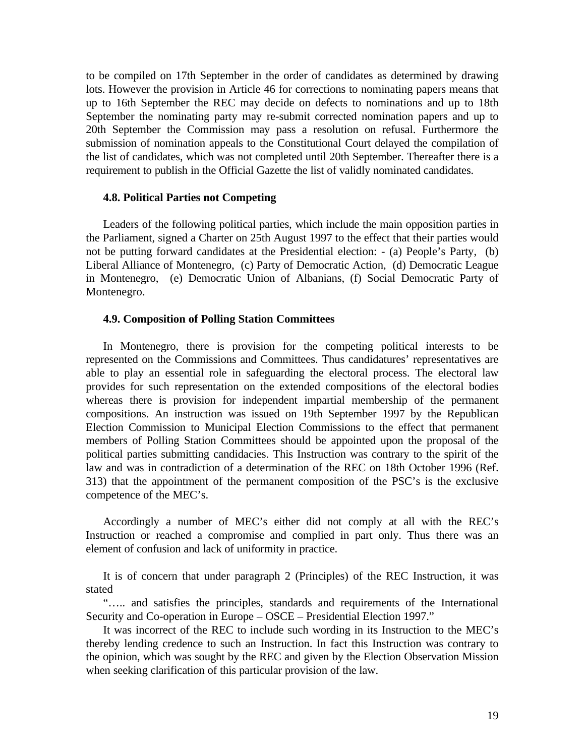to be compiled on 17th September in the order of candidates as determined by drawing lots. However the provision in Article 46 for corrections to nominating papers means that up to 16th September the REC may decide on defects to nominations and up to 18th September the nominating party may re-submit corrected nomination papers and up to 20th September the Commission may pass a resolution on refusal. Furthermore the submission of nomination appeals to the Constitutional Court delayed the compilation of the list of candidates, which was not completed until 20th September. Thereafter there is a requirement to publish in the Official Gazette the list of validly nominated candidates.

### 4.8. Political Parties not Competing

Leaders of the following political parties, which include the main opposition parties in the Parliament, signed a Charter on 25th August 1997 to the effect that their parties would not be putting forward candidates at the Presidential election: - (a) People's Party, (b) Liberal Alliance of Montenegro, (c) Party of Democratic Action, (d) Democratic League in Montenegro, (e) Democratic Union of Albanians, (f) Social Democratic Party of Montenegro.

### 4.9. Composition of Polling Station Committees

In Montenegro, there is provision for the competing political interests to be represented on the Commissions and Committees. Thus candidatures' representatives are able to play an essential role in safeguarding the electoral process. The electoral law provides for such representation on the extended compositions of the electoral bodies whereas there is provision for independent impartial membership of the permanent compositions. An instruction was issued on 19th September 1997 by the Republican Election Commission to Municipal Election Commissions to the effect that permanent members of Polling Station Committees should be appointed upon the proposal of the political parties submitting candidacies. This Instruction was contrary to the spirit of the law and was in contradiction of a determination of the REC on 18th October 1996 (Ref. 313) that the appointment of the permanent composition of the PSC's is the exclusive competence of the MEC's.

Accordingly a number of MEC's either did not comply at all with the REC's Instruction or reached a compromise and complied in part only. Thus there was an element of confusion and lack of uniformity in practice.

It is of concern that under paragraph 2 (Principles) of the REC Instruction, it was stated

"….. and satisfies the principles, standards and requirements of the International Security and Co-operation in Europe – OSCE – Presidential Election 1997."

It was incorrect of the REC to include such wording in its Instruction to the MEC's thereby lending credence to such an Instruction. In fact this Instruction was contrary to the opinion, which was sought by the REC and given by the Election Observation Mission when seeking clarification of this particular provision of the law.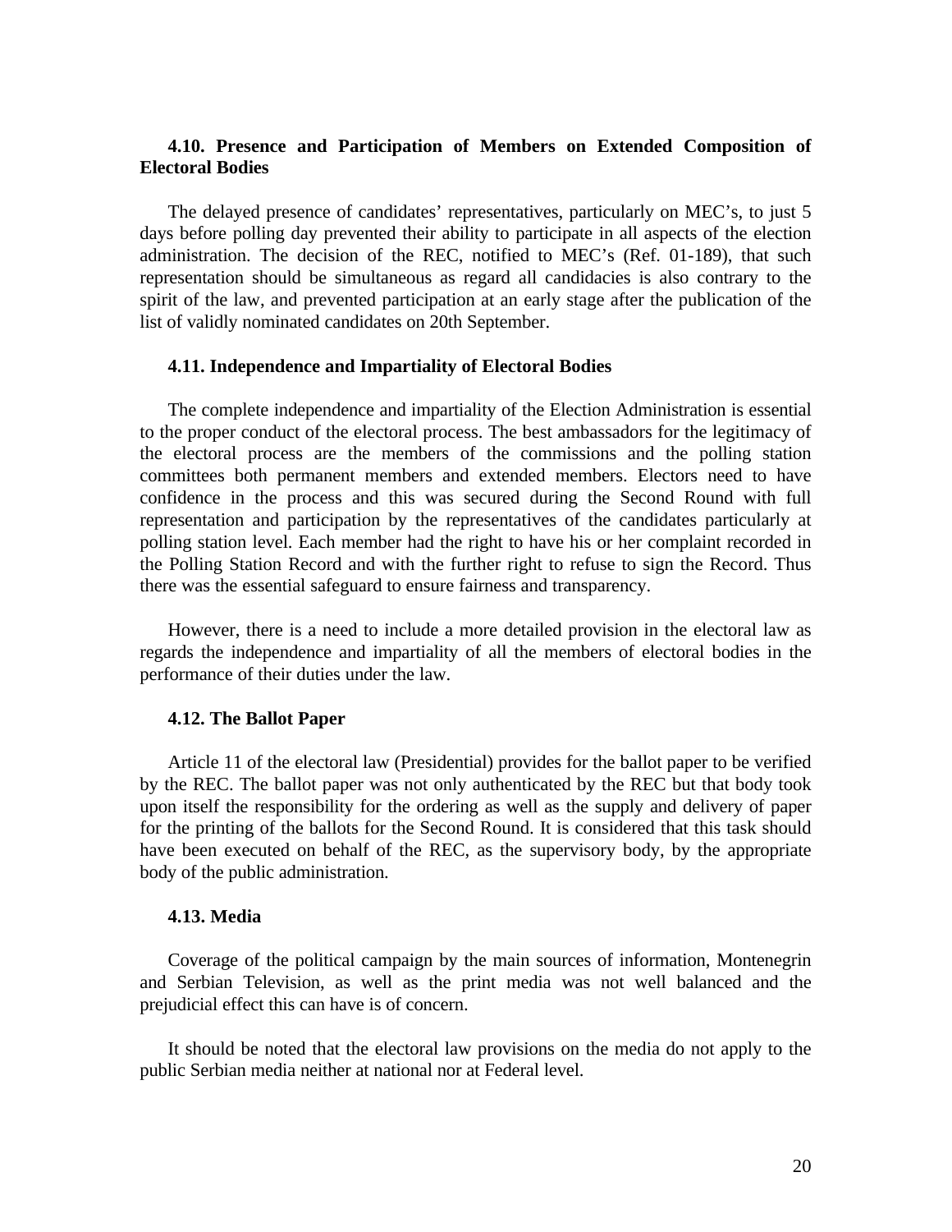### 4.10. Presence and Participation of Members on Extended Composition of Electoral Bodies

The delayed presence of candidates' representatives, particularly on MEC's, to just 5 days before polling day prevented their ability to participate in all aspects of the election administration. The decision of the REC, notified to MEC's (Ref. 01-189), that such representation should be simultaneous as regard all candidacies is also contrary to the spirit of the law, and prevented participation at an early stage after the publication of the list of validly nominated candidates on 20th September.

### 4.11. Independence and Impartiality of Electoral Bodies

The complete independence and impartiality of the Election Administration is essential to the proper conduct of the electoral process. The best ambassadors for the legitimacy of the electoral process are the members of the commissions and the polling station committees both permanent members and extended members. Electors need to have confidence in the process and this was secured during the Second Round with full representation and participation by the representatives of the candidates particularly at polling station level. Each member had the right to have his or her complaint recorded in the Polling Station Record and with the further right to refuse to sign the Record. Thus there was the essential safeguard to ensure fairness and transparency.

However, there is a need to include a more detailed provision in the electoral law as regards the independence and impartiality of all the members of electoral bodies in the performance of their duties under the law.

### 4.12. The Ballot Paper

Article 11 of the electoral law (Presidential) provides for the ballot paper to be verified by the REC. The ballot paper was not only authenticated by the REC but that body took upon itself the responsibility for the ordering as well as the supply and delivery of paper for the printing of the ballots for the Second Round. It is considered that this task should have been executed on behalf of the REC, as the supervisory body, by the appropriate body of the public administration.

### 4.13. Media

Coverage of the political campaign by the main sources of information, Montenegrin and Serbian Television, as well as the print media was not well balanced and the prejudicial effect this can have is of concern.

It should be noted that the electoral law provisions on the media do not apply to the public Serbian media neither at national nor at Federal level.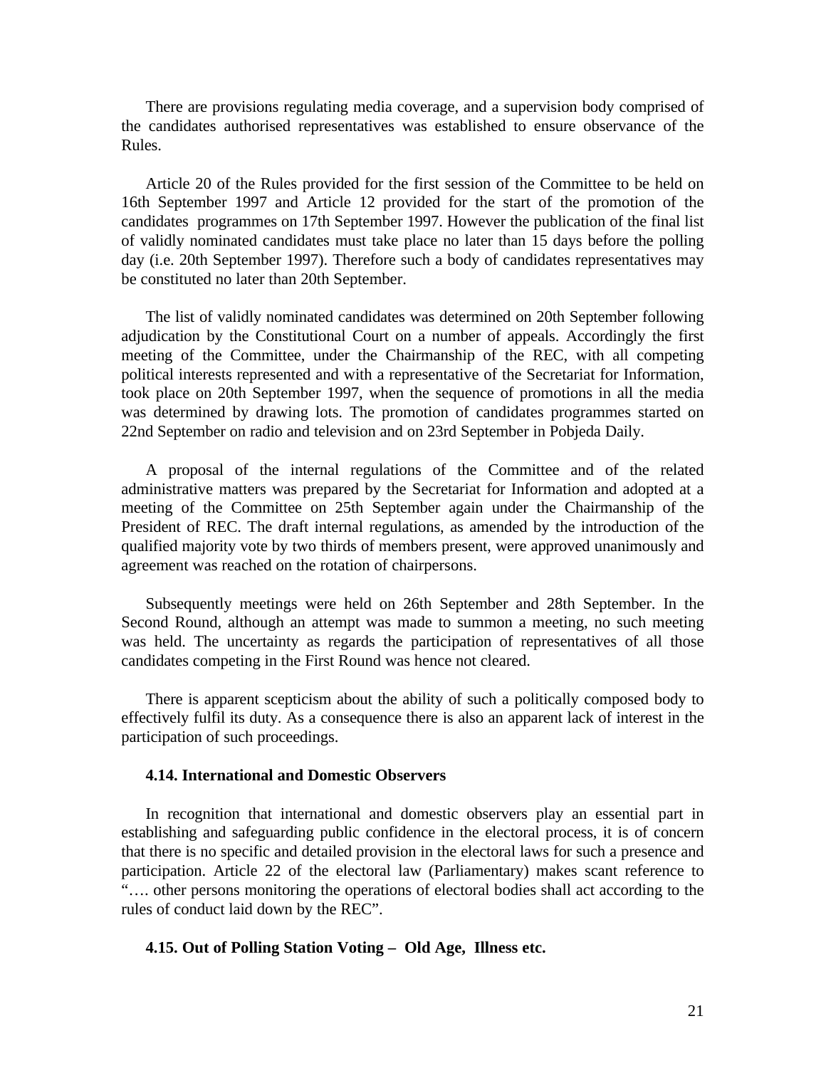There are provisions regulating media coverage, and a supervision body comprised of the candidates authorised representatives was established to ensure observance of the Rules.

Article 20 of the Rules provided for the first session of the Committee to be held on 16th September 1997 and Article 12 provided for the start of the promotion of the candidates programmes on 17th September 1997. However the publication of the final list of validly nominated candidates must take place no later than 15 days before the polling day (i.e. 20th September 1997). Therefore such a body of candidates representatives may be constituted no later than 20th September.

The list of validly nominated candidates was determined on 20th September following adjudication by the Constitutional Court on a number of appeals. Accordingly the first meeting of the Committee, under the Chairmanship of the REC, with all competing political interests represented and with a representative of the Secretariat for Information, took place on 20th September 1997, when the sequence of promotions in all the media was determined by drawing lots. The promotion of candidates programmes started on 22nd September on radio and television and on 23rd September in Pobjeda Daily.

A proposal of the internal regulations of the Committee and of the related administrative matters was prepared by the Secretariat for Information and adopted at a meeting of the Committee on 25th September again under the Chairmanship of the President of REC. The draft internal regulations, as amended by the introduction of the qualified majority vote by two thirds of members present, were approved unanimously and agreement was reached on the rotation of chairpersons.

Subsequently meetings were held on 26th September and 28th September. In the Second Round, although an attempt was made to summon a meeting, no such meeting was held. The uncertainty as regards the participation of representatives of all those candidates competing in the First Round was hence not cleared.

There is apparent scepticism about the ability of such a politically composed body to effectively fulfil its duty. As a consequence there is also an apparent lack of interest in the participation of such proceedings.

### 4.14. International and Domestic Observers

In recognition that international and domestic observers play an essential part in establishing and safeguarding public confidence in the electoral process, it is of concern that there is no specific and detailed provision in the electoral laws for such a presence and participation. Article 22 of the electoral law (Parliamentary) makes scant reference to "…. other persons monitoring the operations of electoral bodies shall act according to the rules of conduct laid down by the REC".

### 4.15. Out of Polling Station Voting – Old Age, Illness etc.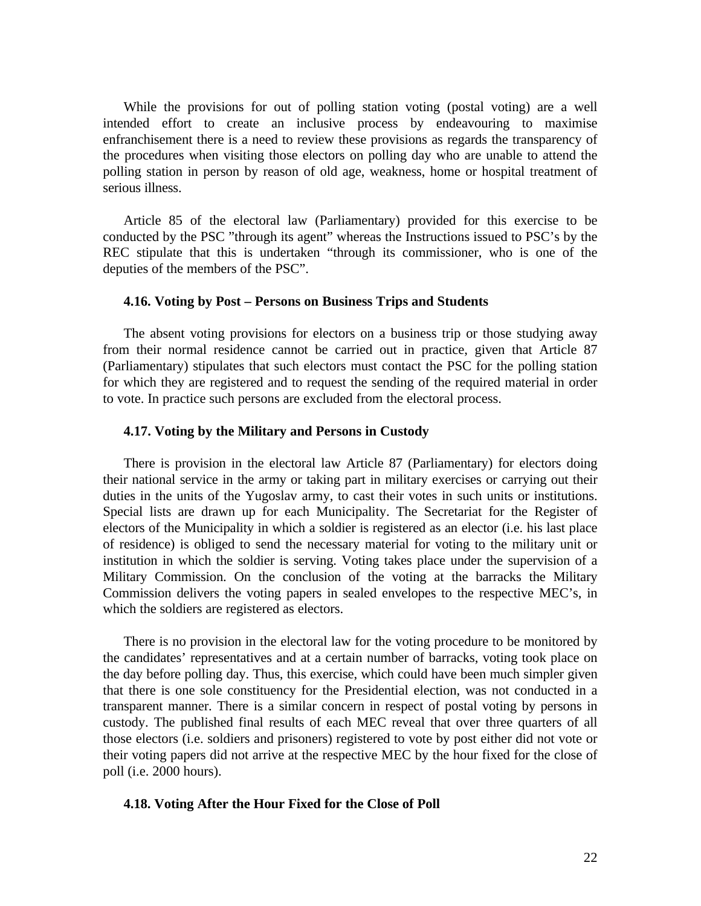While the provisions for out of polling station voting (postal voting) are a well intended effort to create an inclusive process by endeavouring to maximise enfranchisement there is a need to review these provisions as regards the transparency of the procedures when visiting those electors on polling day who are unable to attend the polling station in person by reason of old age, weakness, home or hospital treatment of serious illness.

Article 85 of the electoral law (Parliamentary) provided for this exercise to be conducted by the PSC "through its agent" whereas the Instructions issued to PSC's by the REC stipulate that this is undertaken "through its commissioner, who is one of the deputies of the members of the PSC".

### 4.16. Voting by Post – Persons on Business Trips and Students

The absent voting provisions for electors on a business trip or those studying away from their normal residence cannot be carried out in practice, given that Article 87 (Parliamentary) stipulates that such electors must contact the PSC for the polling station for which they are registered and to request the sending of the required material in order to vote. In practice such persons are excluded from the electoral process.

### 4.17. Voting by the Military and Persons in Custody

There is provision in the electoral law Article 87 (Parliamentary) for electors doing their national service in the army or taking part in military exercises or carrying out their duties in the units of the Yugoslav army, to cast their votes in such units or institutions. Special lists are drawn up for each Municipality. The Secretariat for the Register of electors of the Municipality in which a soldier is registered as an elector (i.e. his last place of residence) is obliged to send the necessary material for voting to the military unit or institution in which the soldier is serving. Voting takes place under the supervision of a Military Commission. On the conclusion of the voting at the barracks the Military Commission delivers the voting papers in sealed envelopes to the respective MEC's, in which the soldiers are registered as electors.

There is no provision in the electoral law for the voting procedure to be monitored by the candidates' representatives and at a certain number of barracks, voting took place on the day before polling day. Thus, this exercise, which could have been much simpler given that there is one sole constituency for the Presidential election, was not conducted in a transparent manner. There is a similar concern in respect of postal voting by persons in custody. The published final results of each MEC reveal that over three quarters of all those electors (i.e. soldiers and prisoners) registered to vote by post either did not vote or their voting papers did not arrive at the respective MEC by the hour fixed for the close of poll (i.e. 2000 hours).

### 4.18. Voting After the Hour Fixed for the Close of Poll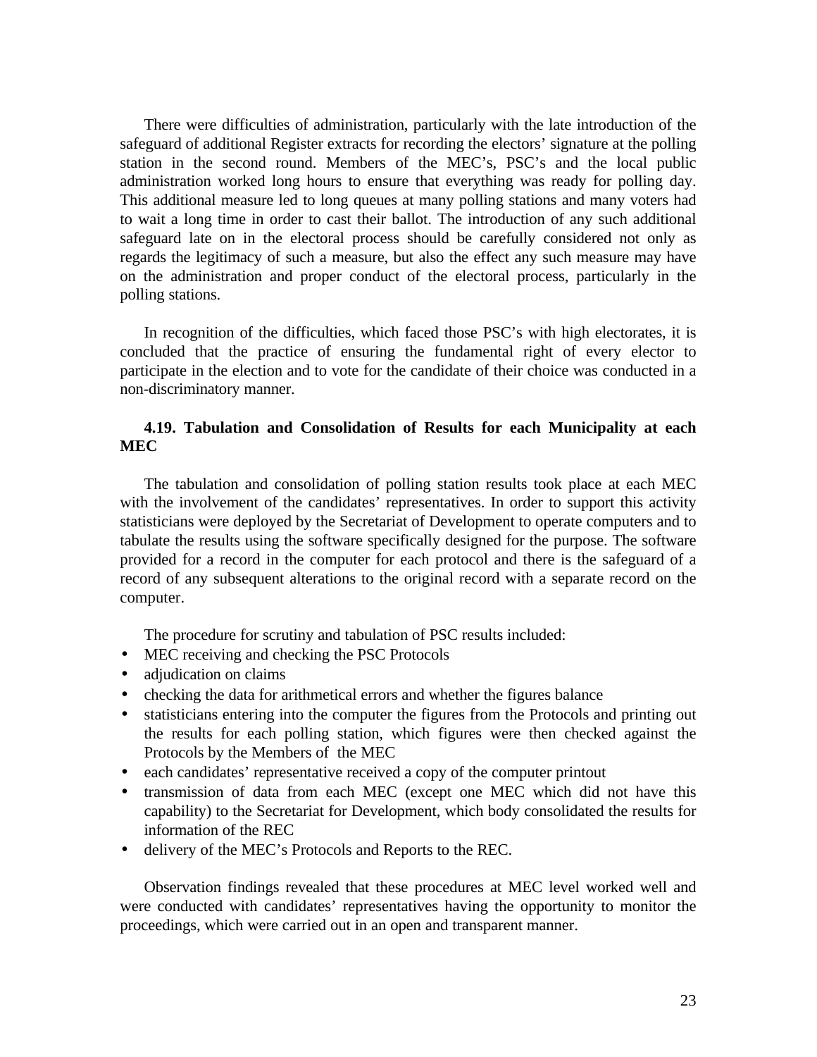There were difficulties of administration, particularly with the late introduction of the safeguard of additional Register extracts for recording the electors' signature at the polling station in the second round. Members of the MEC's, PSC's and the local public administration worked long hours to ensure that everything was ready for polling day. This additional measure led to long queues at many polling stations and many voters had to wait a long time in order to cast their ballot. The introduction of any such additional safeguard late on in the electoral process should be carefully considered not only as regards the legitimacy of such a measure, but also the effect any such measure may have on the administration and proper conduct of the electoral process, particularly in the polling stations.

In recognition of the difficulties, which faced those PSC's with high electorates, it is concluded that the practice of ensuring the fundamental right of every elector to participate in the election and to vote for the candidate of their choice was conducted in a non-discriminatory manner.

### 4.19. Tabulation and Consolidation of Results for each Municipality at each MEC

The tabulation and consolidation of polling station results took place at each MEC with the involvement of the candidates' representatives. In order to support this activity statisticians were deployed by the Secretariat of Development to operate computers and to tabulate the results using the software specifically designed for the purpose. The software provided for a record in the computer for each protocol and there is the safeguard of a record of any subsequent alterations to the original record with a separate record on the computer.

The procedure for scrutiny and tabulation of PSC results included:

- MEC receiving and checking the PSC Protocols
- adjudication on claims
- checking the data for arithmetical errors and whether the figures balance
- statisticians entering into the computer the figures from the Protocols and printing out the results for each polling station, which figures were then checked against the Protocols by the Members of the MEC
- each candidates' representative received a copy of the computer printout
- transmission of data from each MEC (except one MEC which did not have this capability) to the Secretariat for Development, which body consolidated the results for information of the REC
- delivery of the MEC's Protocols and Reports to the REC.

Observation findings revealed that these procedures at MEC level worked well and were conducted with candidates' representatives having the opportunity to monitor the proceedings, which were carried out in an open and transparent manner.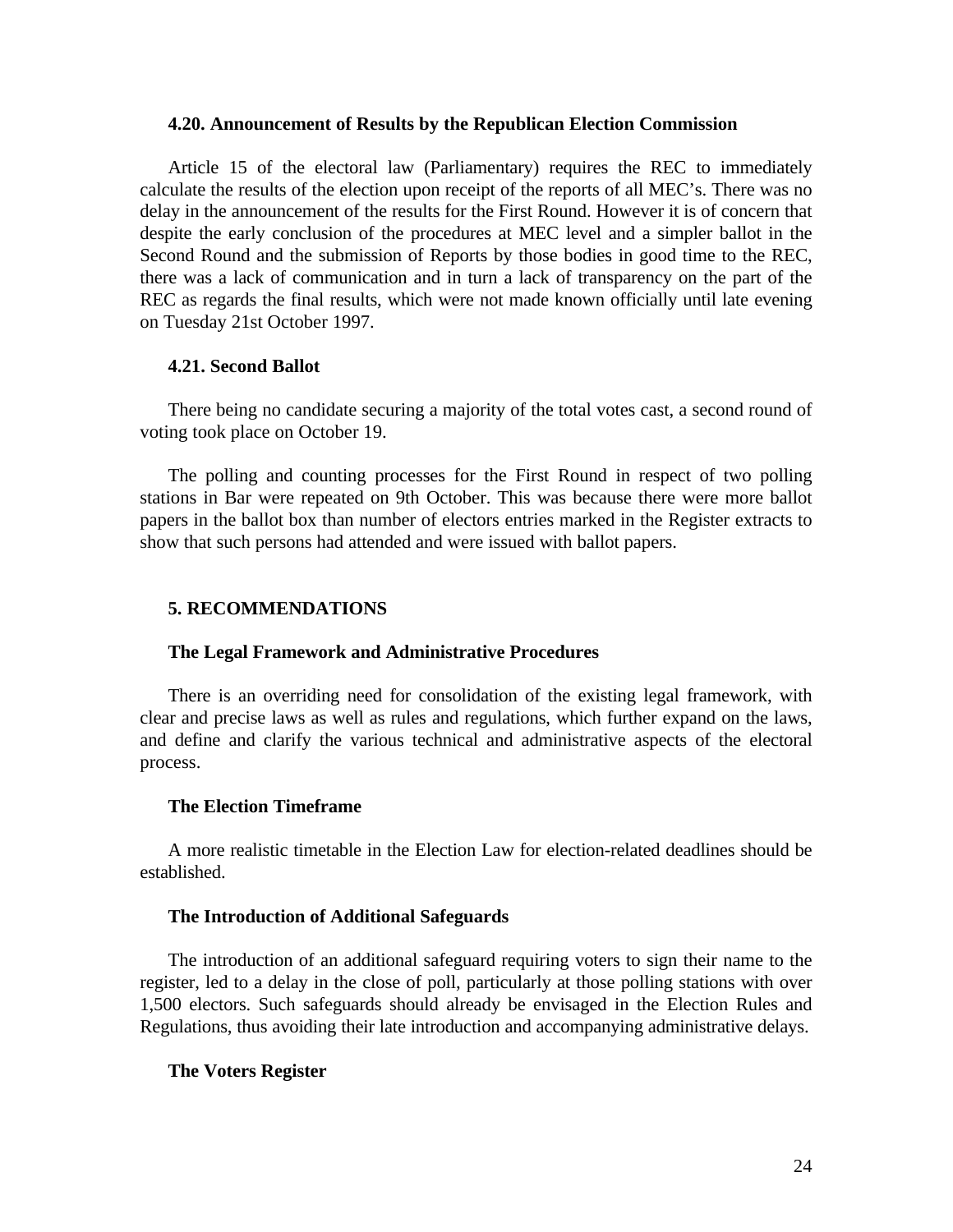### 4.20. Announcement of Results by the Republican Election Commission

Article 15 of the electoral law (Parliamentary) requires the REC to immediately calculate the results of the election upon receipt of the reports of all MEC's. There was no delay in the announcement of the results for the First Round. However it is of concern that despite the early conclusion of the procedures at MEC level and a simpler ballot in the Second Round and the submission of Reports by those bodies in good time to the REC, there was a lack of communication and in turn a lack of transparency on the part of the REC as regards the final results, which were not made known officially until late evening on Tuesday 21st October 1997.

### 4.21. Second Ballot

There being no candidate securing a majority of the total votes cast, a second round of voting took place on October 19.

The polling and counting processes for the First Round in respect of two polling stations in Bar were repeated on 9th October. This was because there were more ballot papers in the ballot box than number of electors entries marked in the Register extracts to show that such persons had attended and were issued with ballot papers.

## 5. RECOMMENDATIONS

### The Legal Framework and Administrative Procedures

There is an overriding need for consolidation of the existing legal framework, with clear and precise laws as well as rules and regulations, which further expand on the laws, and define and clarify the various technical and administrative aspects of the electoral process.

### The Election Timeframe

A more realistic timetable in the Election Law for election-related deadlines should be established.

### The Introduction of Additional Safeguards

The introduction of an additional safeguard requiring voters to sign their name to the register, led to a delay in the close of poll, particularly at those polling stations with over 1,500 electors. Such safeguards should already be envisaged in the Election Rules and Regulations, thus avoiding their late introduction and accompanying administrative delays.

### The Voters Register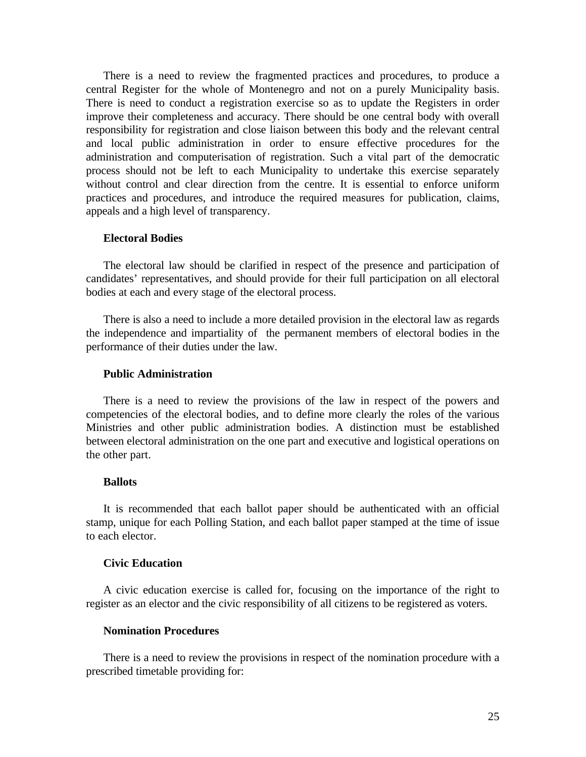There is a need to review the fragmented practices and procedures, to produce a central Register for the whole of Montenegro and not on a purely Municipality basis. There is need to conduct a registration exercise so as to update the Registers in order improve their completeness and accuracy. There should be one central body with overall responsibility for registration and close liaison between this body and the relevant central and local public administration in order to ensure effective procedures for the administration and computerisation of registration. Such a vital part of the democratic process should not be left to each Municipality to undertake this exercise separately without control and clear direction from the centre. It is essential to enforce uniform practices and procedures, and introduce the required measures for publication, claims, appeals and a high level of transparency.

**Electoral Bodies**

The electoral law should be clarified in respect of the presence and participation of candidates' representatives, and should provide for their full participation on all electoral bodies at each and every stage of the electoral process.

There is also a need to include a more detailed provision in the electoral law as regards the independence and impartiality of the permanent members of electoral bodies in the performance of their duties under the law.

**Public Administration**

There is a need to review the provisions of the law in respect of the powers and competencies of the electoral bodies, and to define more clearly the roles of the various Ministries and other public administration bodies. A distinction must be established between electoral administration on the one part and executive and logistical operations on the other part.

**Ballots**

It is recommended that each ballot paper should be authenticated with an official stamp, unique for each Polling Station, and each ballot paper stamped at the time of issue to each elector.

**Civic Education**

A civic education exercise is called for, focusing on the importance of the right to register as an elector and the civic responsibility of all citizens to be registered as voters.

**Nomination Procedures**

There is a need to review the provisions in respect of the nomination procedure with a prescribed timetable providing for: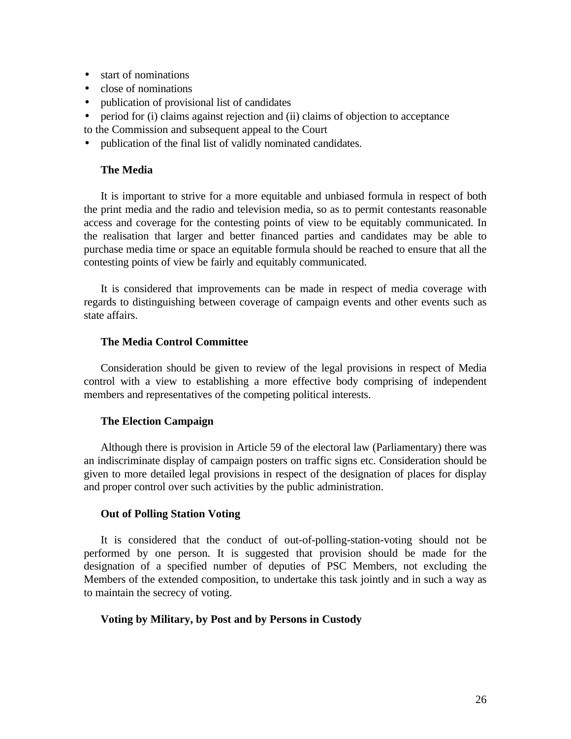- start of nominations
- close of nominations
- publication of provisional list of candidates
- period for (i) claims against rejection and (ii) claims of objection to acceptance
to the Commission and subsequent appeal to the Court
- publication of the final list of validly nominated candidates.

**The Media**

It is important to strive for a more equitable and unbiased formula in respect of both the print media and the radio and television media, so as to permit contestants reasonable access and coverage for the contesting points of view to be equitably communicated. In the realisation that larger and better financed parties and candidates may be able to purchase media time or space an equitable formula should be reached to ensure that all the contesting points of view be fairly and equitably communicated.

It is considered that improvements can be made in respect of media coverage with regards to distinguishing between coverage of campaign events and other events such as state affairs.

**The Media Control Committee**

Consideration should be given to review of the legal provisions in respect of Media control with a view to establishing a more effective body comprising of independent members and representatives of the competing political interests.

**The Election Campaign**

Although there is provision in Article 59 of the electoral law (Parliamentary) there was an indiscriminate display of campaign posters on traffic signs etc. Consideration should be given to more detailed legal provisions in respect of the designation of places for display and proper control over such activities by the public administration.

**Out of Polling Station Voting**

It is considered that the conduct of out-of-polling-station-voting should not be performed by one person. It is suggested that provision should be made for the designation of a specified number of deputies of PSC Members, not excluding the Members of the extended composition, to undertake this task jointly and in such a way as to maintain the secrecy of voting.

**Voting by Military, by Post and by Persons in Custody**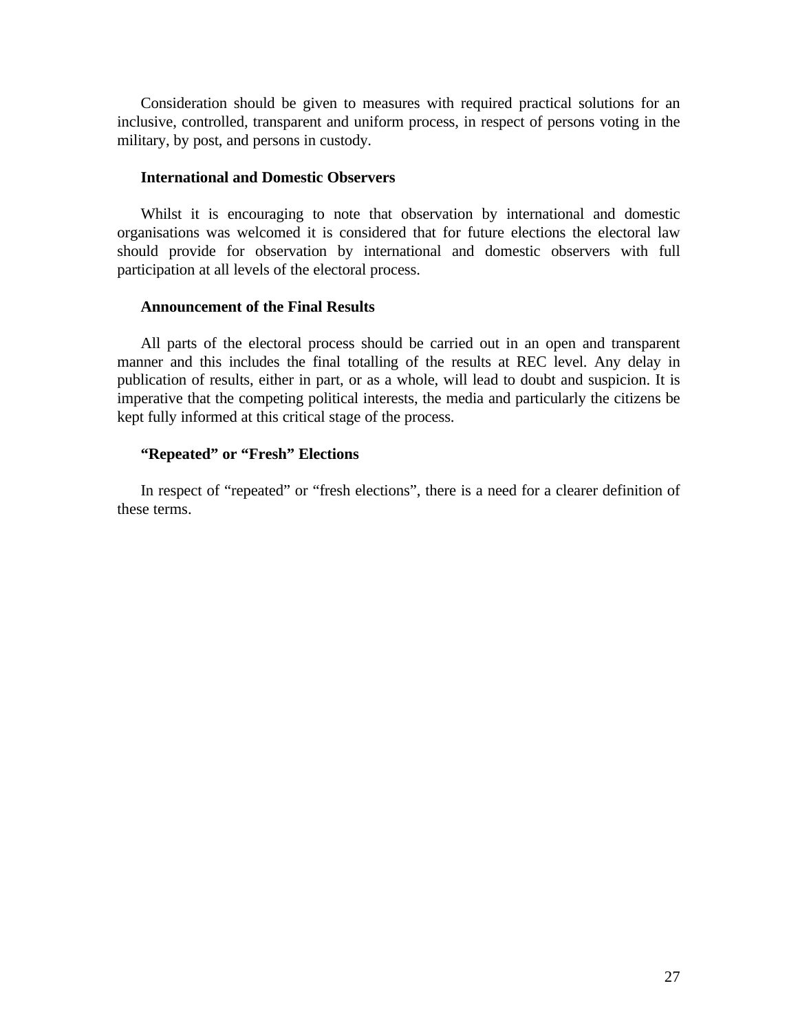Consideration should be given to measures with required practical solutions for an inclusive, controlled, transparent and uniform process, in respect of persons voting in the military, by post, and persons in custody.

**International and Domestic Observers**

Whilst it is encouraging to note that observation by international and domestic organisations was welcomed it is considered that for future elections the electoral law should provide for observation by international and domestic observers with full participation at all levels of the electoral process.

**Announcement of the Final Results**

All parts of the electoral process should be carried out in an open and transparent manner and this includes the final totalling of the results at REC level. Any delay in publication of results, either in part, or as a whole, will lead to doubt and suspicion. It is imperative that the competing political interests, the media and particularly the citizens be kept fully informed at this critical stage of the process.

**"Repeated" or "Fresh" Elections**

In respect of "repeated" or "fresh elections", there is a need for a clearer definition of these terms.